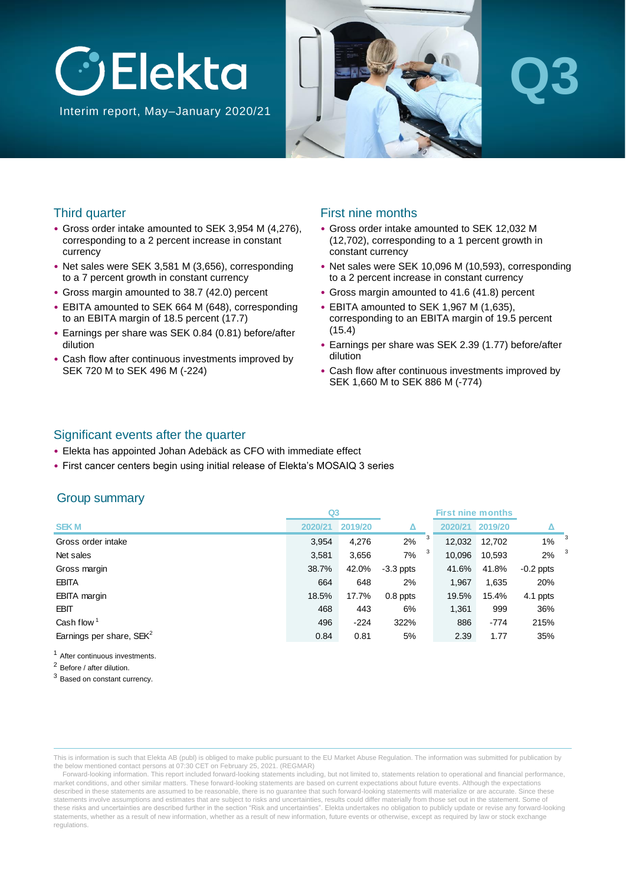# Elekta

Interim report, May–January 2020/21

Q3

## Third quarter

- Gross order intake amounted to SEK 3,954 M (4,276), corresponding to a 2 percent increase in constant currency
- Net sales were SEK 3,581 M (3,656), corresponding to a 7 percent growth in constant currency
- Gross margin amounted to 38.7 (42.0) percent
- EBITA amounted to SEK 664 M (648), corresponding to an EBITA margin of 18.5 percent (17.7)
- Earnings per share was SEK 0.84 (0.81) before/after dilution
- Cash flow after continuous investments improved by SEK 720 M to SEK 496 M (-224)

## First nine months

- Gross order intake amounted to SEK 12,032 M (12,702), corresponding to a 1 percent growth in constant currency
- Net sales were SEK 10,096 M (10,593), corresponding to a 2 percent increase in constant currency
- Gross margin amounted to 41.6 (41.8) percent
- EBITA amounted to SEK 1,967 M (1,635), corresponding to an EBITA margin of 19.5 percent (15.4)
- Earnings per share was SEK 2.39 (1.77) before/after dilution
- Cash flow after continuous investments improved by SEK 1,660 M to SEK 886 M (-774)

## Significant events after the quarter

- Elekta has appointed Johan Adebäck as CFO with immediate effect
- First cancer centers begin using initial release of Elekta's MOSAIQ 3 series

## Group summary

| | Q3 | | | First nine months | | |
|---|---|---|---|---|---|---|
| SEK M | 2020/21 | 2019/20 | Δ | 2020/21 | 2019/20 | Δ |
| Gross order intake | 3,954 | 4,276 | 2% [3] | 12,032 | 12,702 | 1% [3] |
| Net sales | 3,581 | 3,656 | 7% [3] | 10,096 | 10,593 | 2% [3] |
| Gross margin | 38.7% | 42.0% | -3.3 ppts | 41.6% | 41.8% | -0.2 ppts |
| EBITA | 664 | 648 | 2% | 1,967 | 1,635 | 20% |
| EBITA margin | 18.5% | 17.7% | 0.8 ppts | 19.5% | 15.4% | 4.1 ppts |
| EBIT | 468 | 443 | 6% | 1,361 | 999 | 36% |
| Cash flow [1] | 496 | -224 | 322% | 886 | -774 | 215% |
| Earnings per share, SEK [2] | 0.84 | 0.81 | 5% | 2.39 | 1.77 | 35% |

[1] After continuous investments.

[2] Before / after dilution.

[3] Based on constant currency.

This is information is such that Elekta AB (publ) is obliged to make public pursuant to the EU Market Abuse Regulation. The information was submitted for publication by the below mentioned contact persons at 07:30 CET on February 25, 2021. (REGMAR)

Forward-looking information. This report included forward-looking statements including, but not limited to, statements relation to operational and financial performance, market conditions, and other similar matters. These forward-looking statements are based on current expectations about future events. Although the expectations described in these statements are assumed to be reasonable, there is no guarantee that such forward-looking statements will materialize or are accurate. Since these statements involve assumptions and estimates that are subject to risks and uncertainties, results could differ materially from those set out in the statement. Some of these risks and uncertainties are described further in the section "Risk and uncertainties". Elekta undertakes no obligation to publicly update or revise any forward-looking statements, whether as a result of new information, whether as a result of new information, future events or otherwise, except as required by law or stock exchange regulations.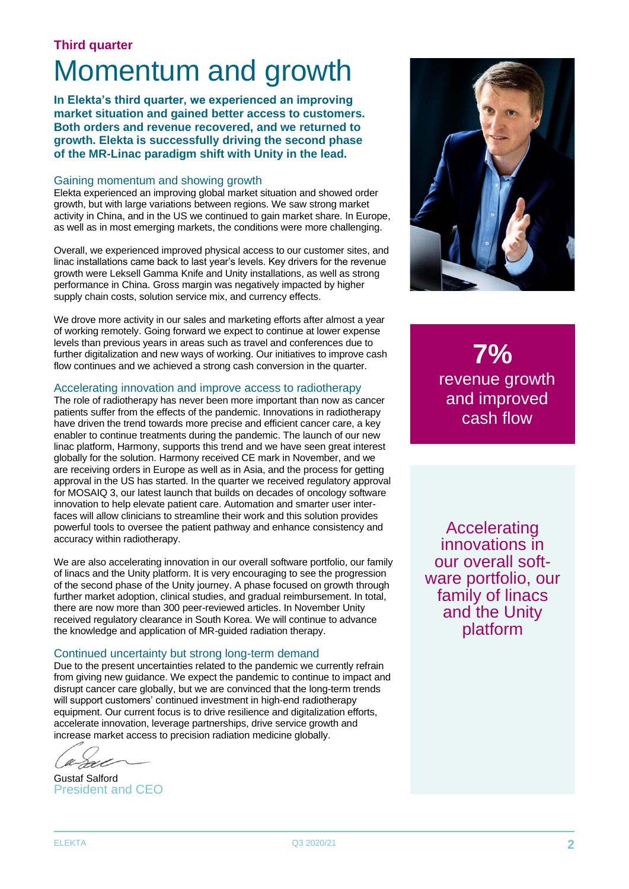**Third quarter**

# Momentum and growth

**In Elekta's third quarter, we experienced an improving market situation and gained better access to customers. Both orders and revenue recovered, and we returned to growth. Elekta is successfully driving the second phase of the MR-Linac paradigm shift with Unity in the lead.**

## Gaining momentum and showing growth

Elekta experienced an improving global market situation and showed order growth, but with large variations between regions. We saw strong market activity in China, and in the US we continued to gain market share. In Europe, as well as in most emerging markets, the conditions were more challenging.

Overall, we experienced improved physical access to our customer sites, and linac installations came back to last year's levels. Key drivers for the revenue growth were Leksell Gamma Knife and Unity installations, as well as strong performance in China. Gross margin was negatively impacted by higher supply chain costs, solution service mix, and currency effects.

We drove more activity in our sales and marketing efforts after almost a year of working remotely. Going forward we expect to continue at lower expense levels than previous years in areas such as travel and conferences due to further digitalization and new ways of working. Our initiatives to improve cash flow continues and we achieved a strong cash conversion in the quarter.

## Accelerating innovation and improve access to radiotherapy

The role of radiotherapy has never been more important than now as cancer patients suffer from the effects of the pandemic. Innovations in radiotherapy have driven the trend towards more precise and efficient cancer care, a key enabler to continue treatments during the pandemic. The launch of our new linac platform, Harmony, supports this trend and we have seen great interest globally for the solution. Harmony received CE mark in November, and we are receiving orders in Europe as well as in Asia, and the process for getting approval in the US has started. In the quarter we received regulatory approval for MOSAIQ 3, our latest launch that builds on decades of oncology software innovation to help elevate patient care. Automation and smarter user interfaces will allow clinicians to streamline their work and this solution provides powerful tools to oversee the patient pathway and enhance consistency and accuracy within radiotherapy.

We are also accelerating innovation in our overall software portfolio, our family of linacs and the Unity platform. It is very encouraging to see the progression of the second phase of the Unity journey. A phase focused on growth through further market adoption, clinical studies, and gradual reimbursement. In total, there are now more than 300 peer-reviewed articles. In November Unity received regulatory clearance in South Korea. We will continue to advance the knowledge and application of MR-guided radiation therapy.

## Continued uncertainty but strong long-term demand

Due to the present uncertainties related to the pandemic we currently refrain from giving new guidance. We expect the pandemic to continue to impact and disrupt cancer care globally, but we are convinced that the long-term trends will support customers' continued investment in high-end radiotherapy equipment. Our current focus is to drive resilience and digitalization efforts, accelerate innovation, leverage partnerships, drive service growth and increase market access to precision radiation medicine globally.

Gustaf Salford
President and CEO

**7%**
revenue growth and improved cash flow

Accelerating innovations in our overall software portfolio, our family of linacs and the Unity platform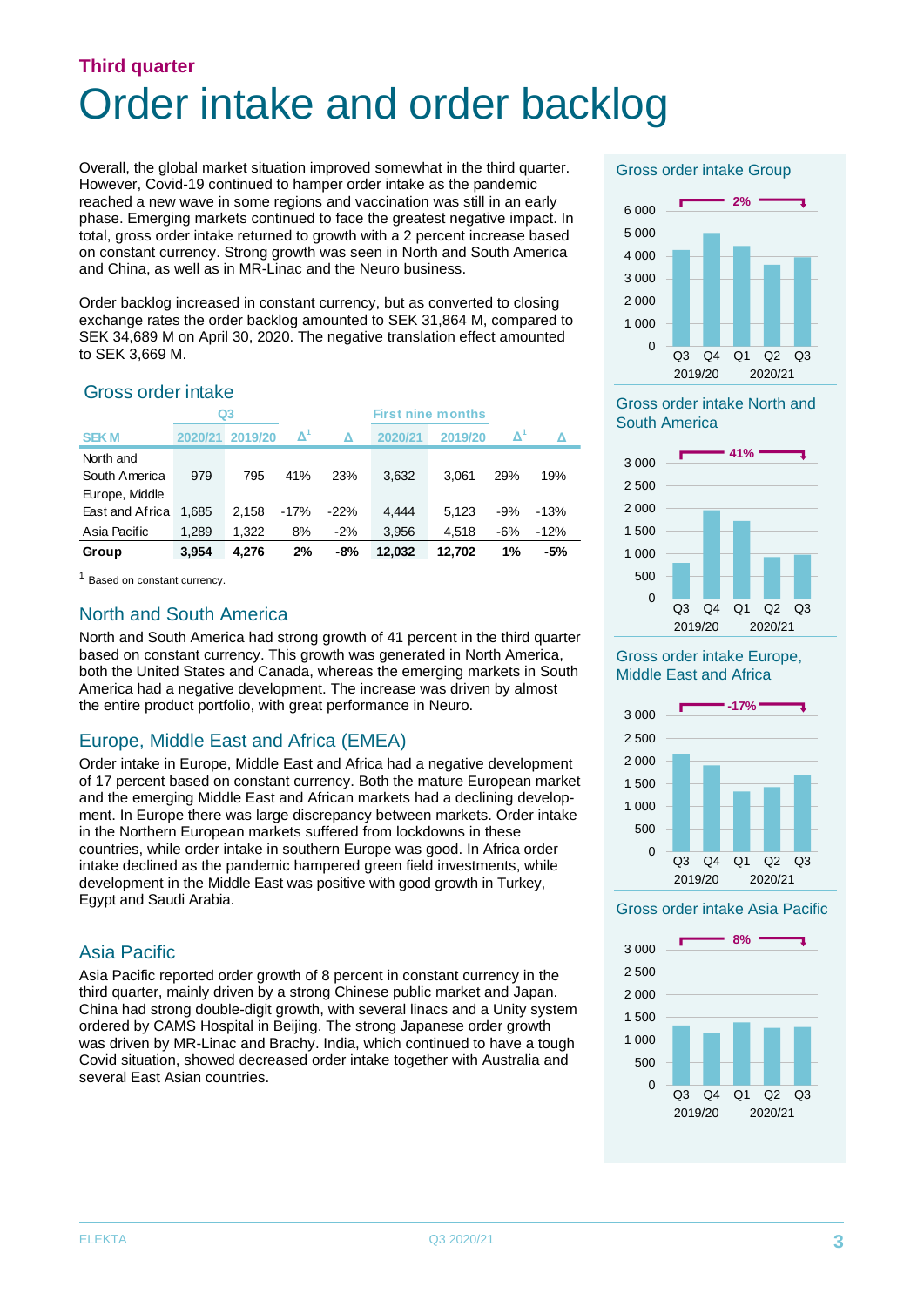**Third quarter**

# Order intake and order backlog

Overall, the global market situation improved somewhat in the third quarter. However, Covid-19 continued to hamper order intake as the pandemic reached a new wave in some regions and vaccination was still in an early phase. Emerging markets continued to face the greatest negative impact. In total, gross order intake returned to growth with a 2 percent increase based on constant currency. Strong growth was seen in North and South America and China, as well as in MR-Linac and the Neuro business.

Order backlog increased in constant currency, but as converted to closing exchange rates the order backlog amounted to SEK 31,864 M, compared to SEK 34,689 M on April 30, 2020. The negative translation effect amounted to SEK 3,669 M.

## Gross order intake

| | Q3 | | | | First nine months | | | |
|---|---|---|---|---|---|---|---|---|
| SEK M | 2020/21 | 2019/20 | Δ[1] | Δ | 2020/21 | 2019/20 | Δ[1] | Δ |
| North and South America | 979 | 795 | 41% | 23% | 3,632 | 3,061 | 29% | 19% |
| Europe, Middle East and Africa | 1,685 | 2,158 | -17% | -22% | 4,444 | 5,123 | -9% | -13% |
| Asia Pacific | 1,289 | 1,322 | 8% | -2% | 3,956 | 4,518 | -6% | -12% |
| **Group** | **3,954** | **4,276** | **2%** | **-8%** | **12,032** | **12,702** | **1%** | **-5%** |

[1] Based on constant currency.

## North and South America

North and South America had strong growth of 41 percent in the third quarter based on constant currency. This growth was generated in North America, both the United States and Canada, whereas the emerging markets in South America had a negative development. The increase was driven by almost the entire product portfolio, with great performance in Neuro.

## Europe, Middle East and Africa (EMEA)

Order intake in Europe, Middle East and Africa had a negative development of 17 percent based on constant currency. Both the mature European market and the emerging Middle East and African markets had a declining development. In Europe there was large discrepancy between markets. Order intake in the Northern European markets suffered from lockdowns in these countries, while order intake in southern Europe was good. In Africa order intake declined as the pandemic hampered green field investments, while development in the Middle East was positive with good growth in Turkey, Egypt and Saudi Arabia.

## Asia Pacific

Asia Pacific reported order growth of 8 percent in constant currency in the third quarter, mainly driven by a strong Chinese public market and Japan. China had strong double-digit growth, with several linacs and a Unity system ordered by CAMS Hospital in Beijing. The strong Japanese order growth was driven by MR-Linac and Brachy. India, which continued to have a tough Covid situation, showed decreased order intake together with Australia and several East Asian countries.

**Gross order intake Group**

2%

Q3 2019/20, Q4 2019/20, Q1 2020/21, Q2 2020/21, Q3 2020/21

**Gross order intake North and South America**

41%

Q3 2019/20, Q4 2019/20, Q1 2020/21, Q2 2020/21, Q3 2020/21

**Gross order intake Europe, Middle East and Africa**

-17%

Q3 2019/20, Q4 2019/20, Q1 2020/21, Q2 2020/21, Q3 2020/21

**Gross order intake Asia Pacific**

8%

Q3 2019/20, Q4 2019/20, Q1 2020/21, Q2 2020/21, Q3 2020/21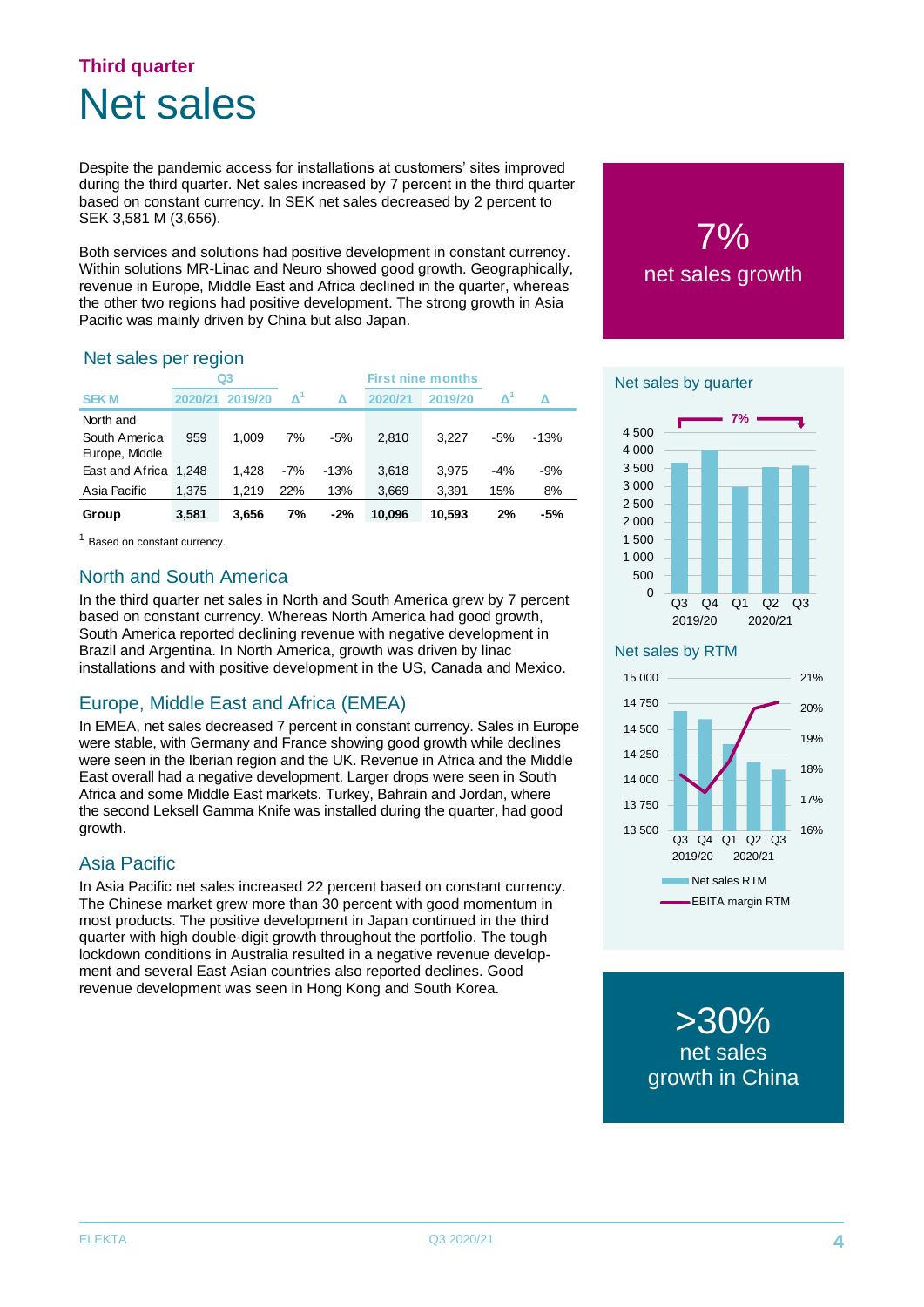## Third quarter

# Net sales

Despite the pandemic access for installations at customers' sites improved during the third quarter. Net sales increased by 7 percent in the third quarter based on constant currency. In SEK net sales decreased by 2 percent to SEK 3,581 M (3,656).

Both services and solutions had positive development in constant currency. Within solutions MR-Linac and Neuro showed good growth. Geographically, revenue in Europe, Middle East and Africa declined in the quarter, whereas the other two regions had positive development. The strong growth in Asia Pacific was mainly driven by China but also Japan.

### Net sales per region

| | Q3 | | | | First nine months | | | |
|---|---|---|---|---|---|---|---|---|
| SEK M | 2020/21 | 2019/20 | Δ[1] | Δ | 2020/21 | 2019/20 | Δ[1] | Δ |
| North and South America | 959 | 1,009 | 7% | -5% | 2,810 | 3,227 | -5% | -13% |
| Europe, Middle East and Africa | 1,248 | 1,428 | -7% | -13% | 3,618 | 3,975 | -4% | -9% |
| Asia Pacific | 1,375 | 1,219 | 22% | 13% | 3,669 | 3,391 | 15% | 8% |
| **Group** | **3,581** | **3,656** | **7%** | **-2%** | **10,096** | **10,593** | **2%** | **-5%** |

[1] Based on constant currency.

### North and South America

In the third quarter net sales in North and South America grew by 7 percent based on constant currency. Whereas North America had good growth, South America reported declining revenue with negative development in Brazil and Argentina. In North America, growth was driven by linac installations and with positive development in the US, Canada and Mexico.

### Europe, Middle East and Africa (EMEA)

In EMEA, net sales decreased 7 percent in constant currency. Sales in Europe were stable, with Germany and France showing good growth while declines were seen in the Iberian region and the UK. Revenue in Africa and the Middle East overall had a negative development. Larger drops were seen in South Africa and some Middle East markets. Turkey, Bahrain and Jordan, where the second Leksell Gamma Knife was installed during the quarter, had good growth.

### Asia Pacific

In Asia Pacific net sales increased 22 percent based on constant currency. The Chinese market grew more than 30 percent with good momentum in most products. The positive development in Japan continued in the third quarter with high double-digit growth throughout the portfolio. The tough lockdown conditions in Australia resulted in a negative revenue development and several East Asian countries also reported declines. Good revenue development was seen in Hong Kong and South Korea.

**7%**
net sales growth

### Net sales by quarter

(Bar chart: Q3, Q4 2019/20; Q1, Q2, Q3 2020/21; 7% growth Q3 2019/20 to Q3 2020/21)

### Net sales by RTM

(Chart: Net sales RTM and EBITA margin RTM, Q3 2019/20 – Q3 2020/21)

- Net sales RTM
- EBITA margin RTM

**>30%**
net sales growth in China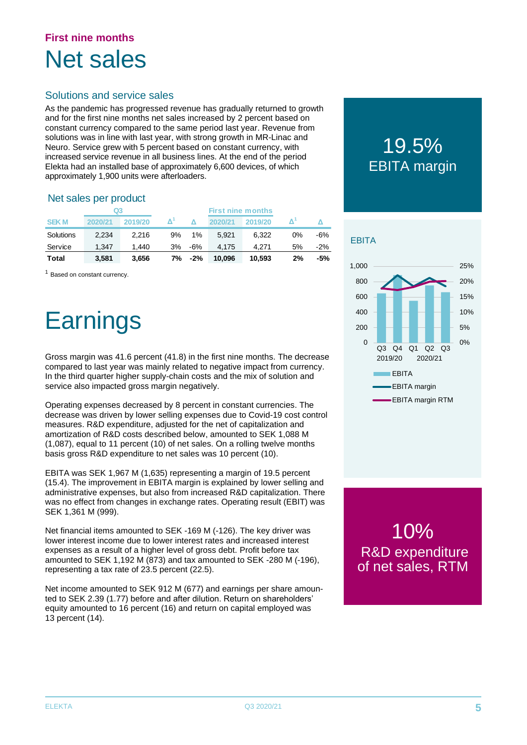First nine months

# Net sales

## Solutions and service sales

As the pandemic has progressed revenue has gradually returned to growth and for the first nine months net sales increased by 2 percent based on constant currency compared to the same period last year. Revenue from solutions was in line with last year, with strong growth in MR-Linac and Neuro. Service grew with 5 percent based on constant currency, with increased service revenue in all business lines. At the end of the period Elekta had an installed base of approximately 6,600 devices, of which approximately 1,900 units were afterloaders.

### Net sales per product

| | Q3 | | | | First nine months | | | |
|---|---|---|---|---|---|---|---|---|
| SEK M | 2020/21 | 2019/20 | Δ[1] | Δ | 2020/21 | 2019/20 | Δ[1] | Δ |
| Solutions | 2,234 | 2,216 | 9% | 1% | 5,921 | 6,322 | 0% | -6% |
| Service | 1,347 | 1,440 | 3% | -6% | 4,175 | 4,271 | 5% | -2% |
| **Total** | **3,581** | **3,656** | **7%** | **-2%** | **10,096** | **10,593** | **2%** | **-5%** |

[1] Based on constant currency.

# Earnings

Gross margin was 41.6 percent (41.8) in the first nine months. The decrease compared to last year was mainly related to negative impact from currency. In the third quarter higher supply-chain costs and the mix of solution and service also impacted gross margin negatively.

Operating expenses decreased by 8 percent in constant currencies. The decrease was driven by lower selling expenses due to Covid-19 cost control measures. R&D expenditure, adjusted for the net of capitalization and amortization of R&D costs described below, amounted to SEK 1,088 M (1,087), equal to 11 percent (10) of net sales. On a rolling twelve months basis gross R&D expenditure to net sales was 10 percent (10).

EBITA was SEK 1,967 M (1,635) representing a margin of 19.5 percent (15.4). The improvement in EBITA margin is explained by lower selling and administrative expenses, but also from increased R&D capitalization. There was no effect from changes in exchange rates. Operating result (EBIT) was SEK 1,361 M (999).

Net financial items amounted to SEK -169 M (-126). The key driver was lower interest income due to lower interest rates and increased interest expenses as a result of a higher level of gross debt. Profit before tax amounted to SEK 1,192 M (873) and tax amounted to SEK -280 M (-196), representing a tax rate of 23.5 percent (22.5).

Net income amounted to SEK 912 M (677) and earnings per share amounted to SEK 2.39 (1.77) before and after dilution. Return on shareholders' equity amounted to 16 percent (16) and return on capital employed was 13 percent (14).

**19.5%**
EBITA margin

**EBITA**

(Chart: EBITA, EBITA margin, EBITA margin RTM; Q3 2019/20 – Q3 2020/21; left axis 0–1,000, right axis 0%–25%)

**10%**
R&D expenditure of net sales, RTM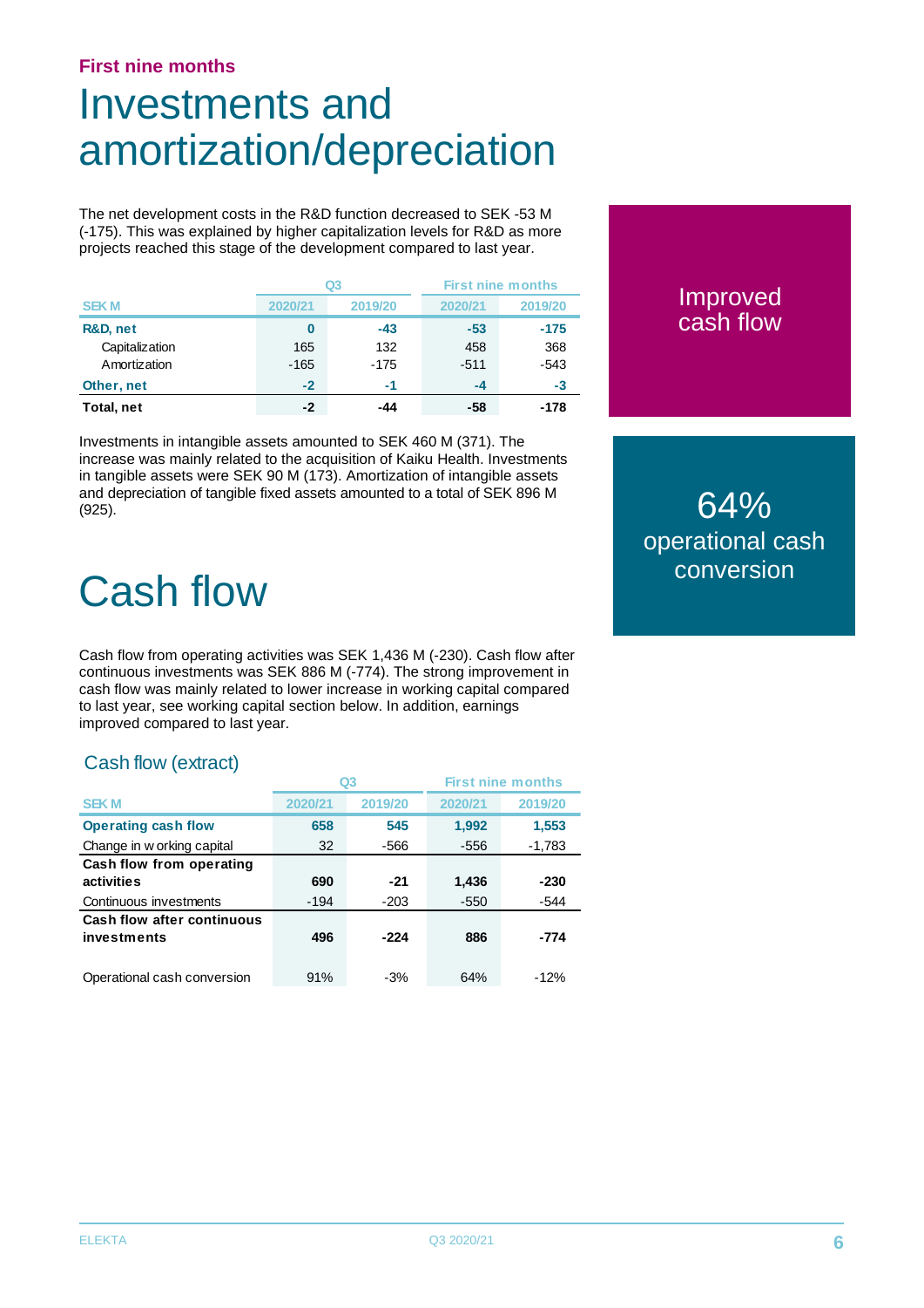**First nine months**

# Investments and amortization/depreciation

The net development costs in the R&D function decreased to SEK -53 M (-175). This was explained by higher capitalization levels for R&D as more projects reached this stage of the development compared to last year.

| | Q3 | | First nine months | |
|---|---|---|---|---|
| SEK M | 2020/21 | 2019/20 | 2020/21 | 2019/20 |
| **R&D, net** | **0** | **-43** | **-53** | **-175** |
| Capitalization | 165 | 132 | 458 | 368 |
| Amortization | -165 | -175 | -511 | -543 |
| **Other, net** | **-2** | **-1** | **-4** | **-3** |
| **Total, net** | **-2** | **-44** | **-58** | **-178** |

Investments in intangible assets amounted to SEK 460 M (371). The increase was mainly related to the acquisition of Kaiku Health. Investments in tangible assets were SEK 90 M (173). Amortization of intangible assets and depreciation of tangible fixed assets amounted to a total of SEK 896 M (925).

Improved cash flow

64% operational cash conversion

# Cash flow

Cash flow from operating activities was SEK 1,436 M (-230). Cash flow after continuous investments was SEK 886 M (-774). The strong improvement in cash flow was mainly related to lower increase in working capital compared to last year, see working capital section below. In addition, earnings improved compared to last year.

## Cash flow (extract)

| | Q3 | | First nine months | |
|---|---|---|---|---|
| SEK M | 2020/21 | 2019/20 | 2020/21 | 2019/20 |
| **Operating cash flow** | **658** | **545** | **1,992** | **1,553** |
| Change in working capital | 32 | -566 | -556 | -1,783 |
| **Cash flow from operating activities** | **690** | **-21** | **1,436** | **-230** |
| Continuous investments | -194 | -203 | -550 | -544 |
| **Cash flow after continuous investments** | **496** | **-224** | **886** | **-774** |
| Operational cash conversion | 91% | -3% | 64% | -12% |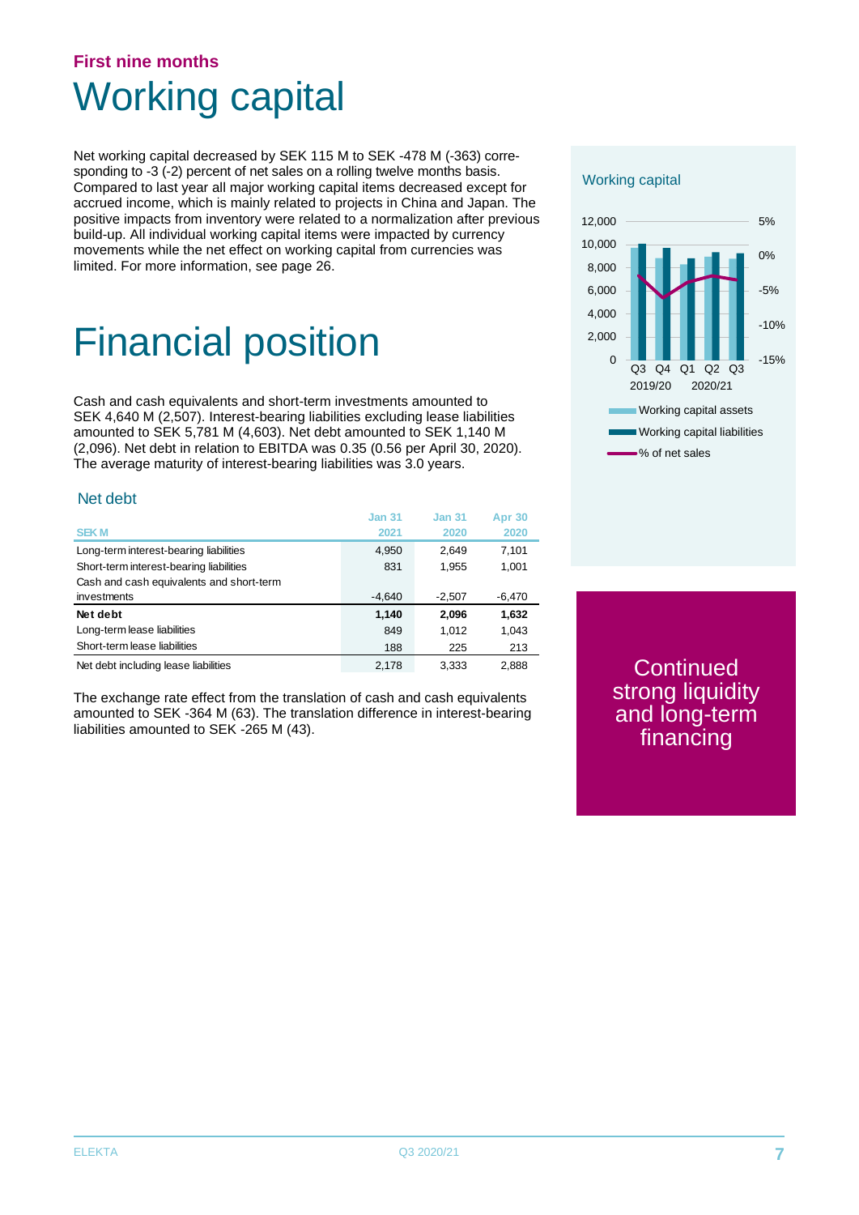**First nine months**

# Working capital

Net working capital decreased by SEK 115 M to SEK -478 M (-363) corresponding to -3 (-2) percent of net sales on a rolling twelve months basis. Compared to last year all major working capital items decreased except for accrued income, which is mainly related to projects in China and Japan. The positive impacts from inventory were related to a normalization after previous build-up. All individual working capital items were impacted by currency movements while the net effect on working capital from currencies was limited. For more information, see page 26.

Working capital

12,000 | 10,000 | 8,000 | 6,000 | 4,000 | 2,000 | 0

5% | 0% | -5% | -10% | -15%

Q3 2019/20 | Q4 | Q1 2020/21 | Q2 | Q3

Working capital assets
Working capital liabilities
% of net sales

# Financial position

Cash and cash equivalents and short-term investments amounted to SEK 4,640 M (2,507). Interest-bearing liabilities excluding lease liabilities amounted to SEK 5,781 M (4,603). Net debt amounted to SEK 1,140 M (2,096). Net debt in relation to EBITDA was 0.35 (0.56 per April 30, 2020). The average maturity of interest-bearing liabilities was 3.0 years.

## Net debt

| SEK M | Jan 31 2021 | Jan 31 2020 | Apr 30 2020 |
|---|---|---|---|
| Long-term interest-bearing liabilities | 4,950 | 2,649 | 7,101 |
| Short-term interest-bearing liabilities | 831 | 1,955 | 1,001 |
| Cash and cash equivalents and short-term investments | -4,640 | -2,507 | -6,470 |
| **Net debt** | **1,140** | **2,096** | **1,632** |
| Long-term lease liabilities | 849 | 1,012 | 1,043 |
| Short-term lease liabilities | 188 | 225 | 213 |
| Net debt including lease liabilities | 2,178 | 3,333 | 2,888 |

The exchange rate effect from the translation of cash and cash equivalents amounted to SEK -364 M (63). The translation difference in interest-bearing liabilities amounted to SEK -265 M (43).

Continued strong liquidity and long-term financing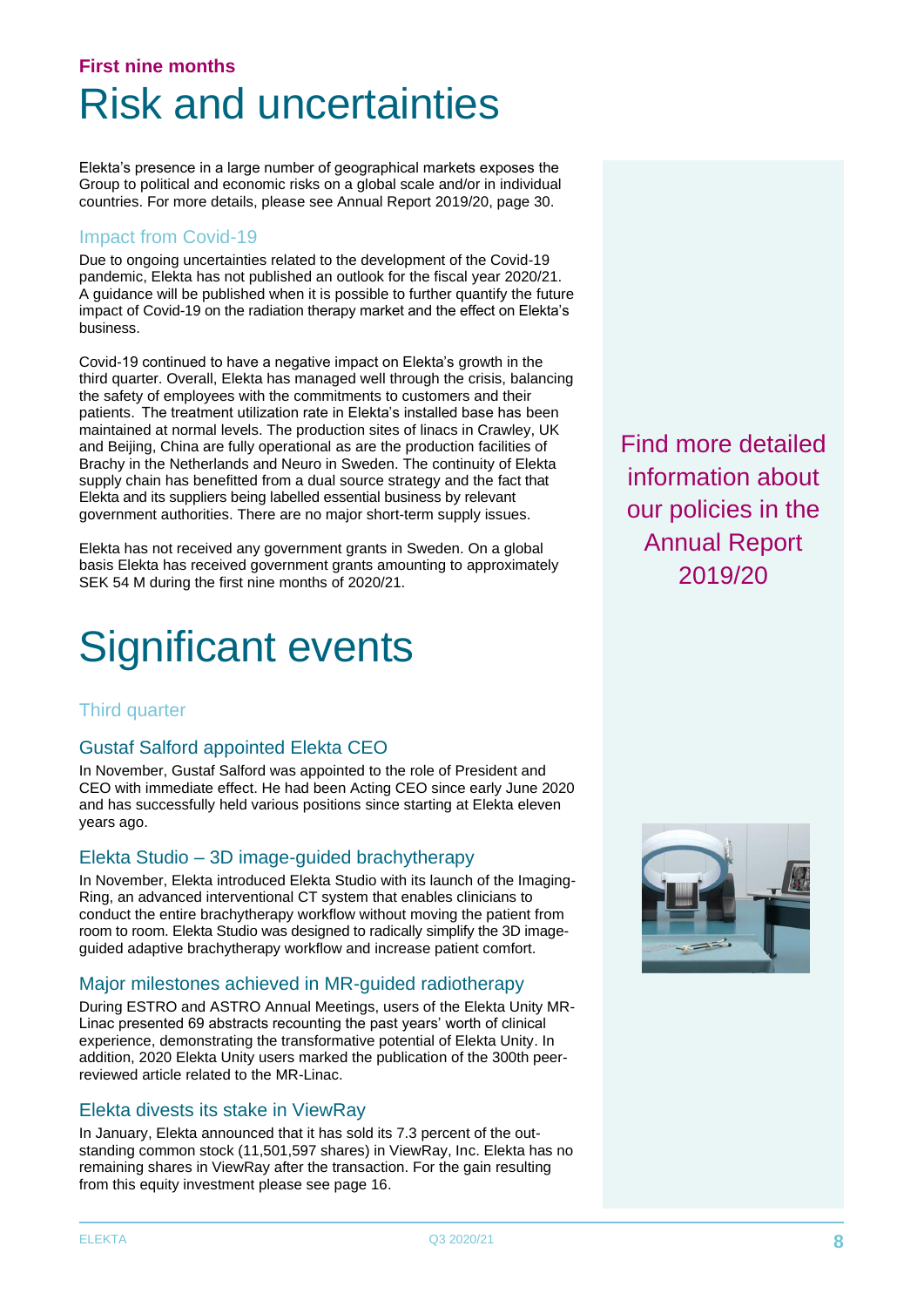**First nine months**

# Risk and uncertainties

Elekta's presence in a large number of geographical markets exposes the Group to political and economic risks on a global scale and/or in individual countries. For more details, please see Annual Report 2019/20, page 30.

### Impact from Covid-19

Due to ongoing uncertainties related to the development of the Covid-19 pandemic, Elekta has not published an outlook for the fiscal year 2020/21. A guidance will be published when it is possible to further quantify the future impact of Covid-19 on the radiation therapy market and the effect on Elekta's business.

Covid-19 continued to have a negative impact on Elekta's growth in the third quarter. Overall, Elekta has managed well through the crisis, balancing the safety of employees with the commitments to customers and their patients. The treatment utilization rate in Elekta's installed base has been maintained at normal levels. The production sites of linacs in Crawley, UK and Beijing, China are fully operational as are the production facilities of Brachy in the Netherlands and Neuro in Sweden. The continuity of Elekta supply chain has benefitted from a dual source strategy and the fact that Elekta and its suppliers being labelled essential business by relevant government authorities. There are no major short-term supply issues.

Elekta has not received any government grants in Sweden. On a global basis Elekta has received government grants amounting to approximately SEK 54 M during the first nine months of 2020/21.

Find more detailed information about our policies in the Annual Report 2019/20

# Significant events

### Third quarter

### Gustaf Salford appointed Elekta CEO

In November, Gustaf Salford was appointed to the role of President and CEO with immediate effect. He had been Acting CEO since early June 2020 and has successfully held various positions since starting at Elekta eleven years ago.

### Elekta Studio – 3D image-guided brachytherapy

In November, Elekta introduced Elekta Studio with its launch of the Imaging-Ring, an advanced interventional CT system that enables clinicians to conduct the entire brachytherapy workflow without moving the patient from room to room. Elekta Studio was designed to radically simplify the 3D image-guided adaptive brachytherapy workflow and increase patient comfort.

### Major milestones achieved in MR-guided radiotherapy

During ESTRO and ASTRO Annual Meetings, users of the Elekta Unity MR-Linac presented 69 abstracts recounting the past years' worth of clinical experience, demonstrating the transformative potential of Elekta Unity. In addition, 2020 Elekta Unity users marked the publication of the 300th peer-reviewed article related to the MR-Linac.

### Elekta divests its stake in ViewRay

In January, Elekta announced that it has sold its 7.3 percent of the out-standing common stock (11,501,597 shares) in ViewRay, Inc. Elekta has no remaining shares in ViewRay after the transaction. For the gain resulting from this equity investment please see page 16.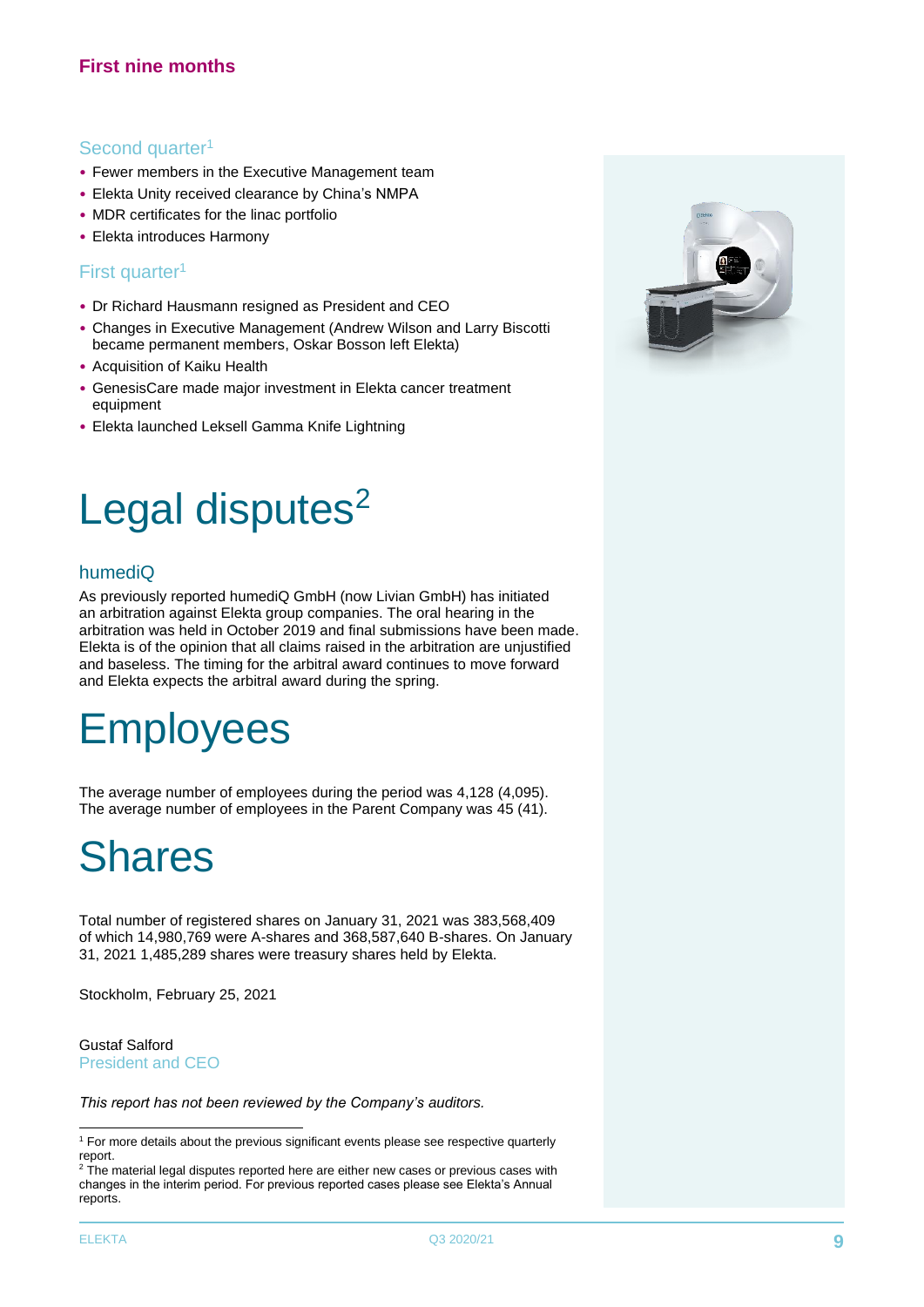## First nine months

### Second quarter[1]

- Fewer members in the Executive Management team
- Elekta Unity received clearance by China's NMPA
- MDR certificates for the linac portfolio
- Elekta introduces Harmony

### First quarter[1]

- Dr Richard Hausmann resigned as President and CEO
- Changes in Executive Management (Andrew Wilson and Larry Biscotti became permanent members, Oskar Bosson left Elekta)
- Acquisition of Kaiku Health
- GenesisCare made major investment in Elekta cancer treatment equipment
- Elekta launched Leksell Gamma Knife Lightning

# Legal disputes[2]

### humediQ

As previously reported humediQ GmbH (now Livian GmbH) has initiated an arbitration against Elekta group companies. The oral hearing in the arbitration was held in October 2019 and final submissions have been made. Elekta is of the opinion that all claims raised in the arbitration are unjustified and baseless. The timing for the arbitral award continues to move forward and Elekta expects the arbitral award during the spring.

# Employees

The average number of employees during the period was 4,128 (4,095). The average number of employees in the Parent Company was 45 (41).

# Shares

Total number of registered shares on January 31, 2021 was 383,568,409 of which 14,980,769 were A-shares and 368,587,640 B-shares. On January 31, 2021 1,485,289 shares were treasury shares held by Elekta.

Stockholm, February 25, 2021

Gustaf Salford
President and CEO

*This report has not been reviewed by the Company's auditors.*

[1] For more details about the previous significant events please see respective quarterly report.
[2] The material legal disputes reported here are either new cases or previous cases with changes in the interim period. For previous reported cases please see Elekta's Annual reports.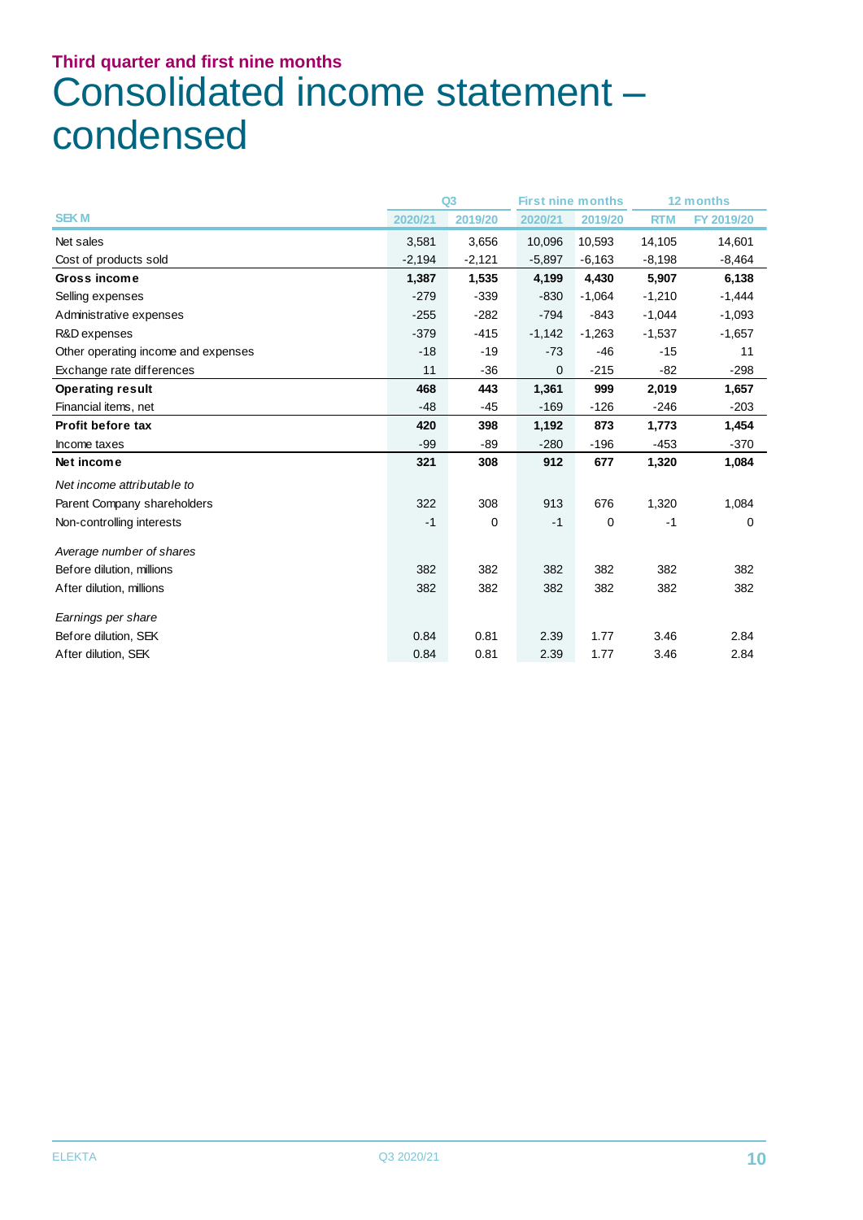## Third quarter and first nine months

# Consolidated income statement – condensed

| | Q3 | | First nine months | | 12 months | |
|---|---|---|---|---|---|---|
| SEK M | 2020/21 | 2019/20 | 2020/21 | 2019/20 | RTM | FY 2019/20 |
| Net sales | 3,581 | 3,656 | 10,096 | 10,593 | 14,105 | 14,601 |
| Cost of products sold | -2,194 | -2,121 | -5,897 | -6,163 | -8,198 | -8,464 |
| **Gross income** | **1,387** | **1,535** | **4,199** | **4,430** | **5,907** | **6,138** |
| Selling expenses | -279 | -339 | -830 | -1,064 | -1,210 | -1,444 |
| Administrative expenses | -255 | -282 | -794 | -843 | -1,044 | -1,093 |
| R&D expenses | -379 | -415 | -1,142 | -1,263 | -1,537 | -1,657 |
| Other operating income and expenses | -18 | -19 | -73 | -46 | -15 | 11 |
| Exchange rate differences | 11 | -36 | 0 | -215 | -82 | -298 |
| **Operating result** | **468** | **443** | **1,361** | **999** | **2,019** | **1,657** |
| Financial items, net | -48 | -45 | -169 | -126 | -246 | -203 |
| **Profit before tax** | **420** | **398** | **1,192** | **873** | **1,773** | **1,454** |
| Income taxes | -99 | -89 | -280 | -196 | -453 | -370 |
| **Net income** | **321** | **308** | **912** | **677** | **1,320** | **1,084** |
| *Net income attributable to* | | | | | | |
| Parent Company shareholders | 322 | 308 | 913 | 676 | 1,320 | 1,084 |
| Non-controlling interests | -1 | 0 | -1 | 0 | -1 | 0 |
| *Average number of shares* | | | | | | |
| Before dilution, millions | 382 | 382 | 382 | 382 | 382 | 382 |
| After dilution, millions | 382 | 382 | 382 | 382 | 382 | 382 |
| *Earnings per share* | | | | | | |
| Before dilution, SEK | 0.84 | 0.81 | 2.39 | 1.77 | 3.46 | 2.84 |
| After dilution, SEK | 0.84 | 0.81 | 2.39 | 1.77 | 3.46 | 2.84 |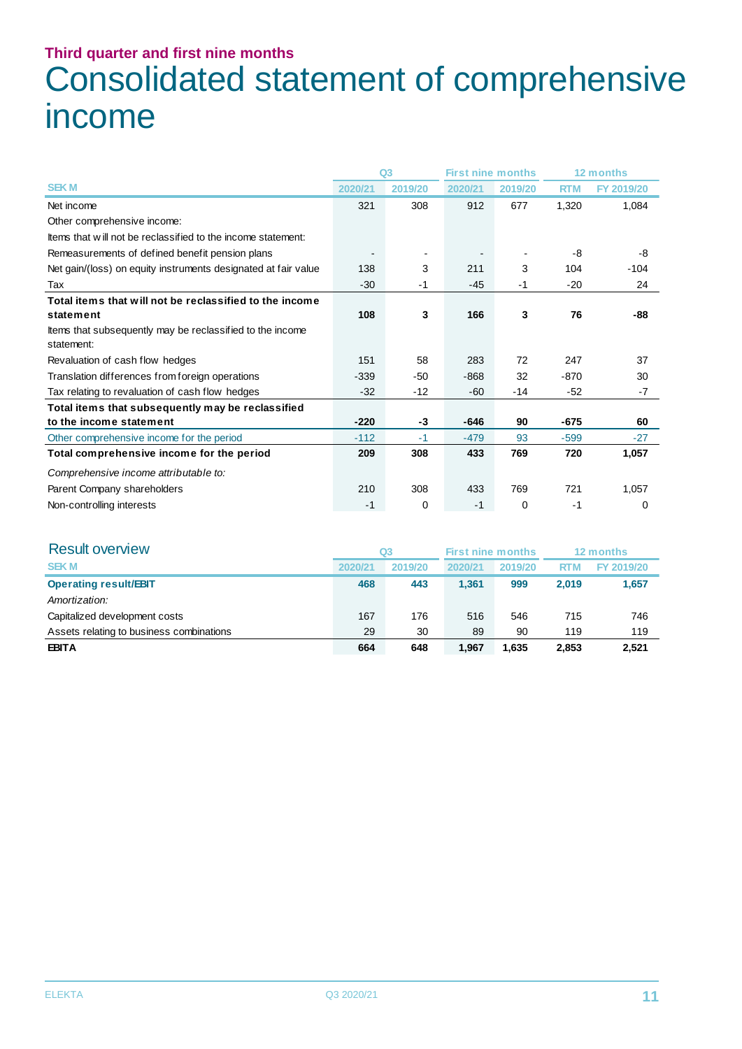### Third quarter and first nine months

# Consolidated statement of comprehensive income

| SEK M | Q3 2020/21 | Q3 2019/20 | First nine months 2020/21 | First nine months 2019/20 | 12 months RTM | 12 months FY 2019/20 |
|---|---|---|---|---|---|---|
| Net income | 321 | 308 | 912 | 677 | 1,320 | 1,084 |
| Other comprehensive income: | | | | | | |
| Items that will not be reclassified to the income statement: | | | | | | |
| Remeasurements of defined benefit pension plans | - | - | - | - | -8 | -8 |
| Net gain/(loss) on equity instruments designated at fair value | 138 | 3 | 211 | 3 | 104 | -104 |
| Tax | -30 | -1 | -45 | -1 | -20 | 24 |
| **Total items that will not be reclassified to the income statement** | **108** | **3** | **166** | **3** | **76** | **-88** |
| Items that subsequently may be reclassified to the income statement: | | | | | | |
| Revaluation of cash flow hedges | 151 | 58 | 283 | 72 | 247 | 37 |
| Translation differences from foreign operations | -339 | -50 | -868 | 32 | -870 | 30 |
| Tax relating to revaluation of cash flow hedges | -32 | -12 | -60 | -14 | -52 | -7 |
| **Total items that subsequently may be reclassified to the income statement** | **-220** | **-3** | **-646** | **90** | **-675** | **60** |
| Other comprehensive income for the period | -112 | -1 | -479 | 93 | -599 | -27 |
| **Total comprehensive income for the period** | **209** | **308** | **433** | **769** | **720** | **1,057** |
| *Comprehensive income attributable to:* | | | | | | |
| Parent Company shareholders | 210 | 308 | 433 | 769 | 721 | 1,057 |
| Non-controlling interests | -1 | 0 | -1 | 0 | -1 | 0 |

## Result overview

| SEK M | Q3 2020/21 | Q3 2019/20 | First nine months 2020/21 | First nine months 2019/20 | 12 months RTM | 12 months FY 2019/20 |
|---|---|---|---|---|---|---|
| **Operating result/EBIT** | **468** | **443** | **1,361** | **999** | **2,019** | **1,657** |
| *Amortization:* | | | | | | |
| Capitalized development costs | 167 | 176 | 516 | 546 | 715 | 746 |
| Assets relating to business combinations | 29 | 30 | 89 | 90 | 119 | 119 |
| **EBITA** | **664** | **648** | **1,967** | **1,635** | **2,853** | **2,521** |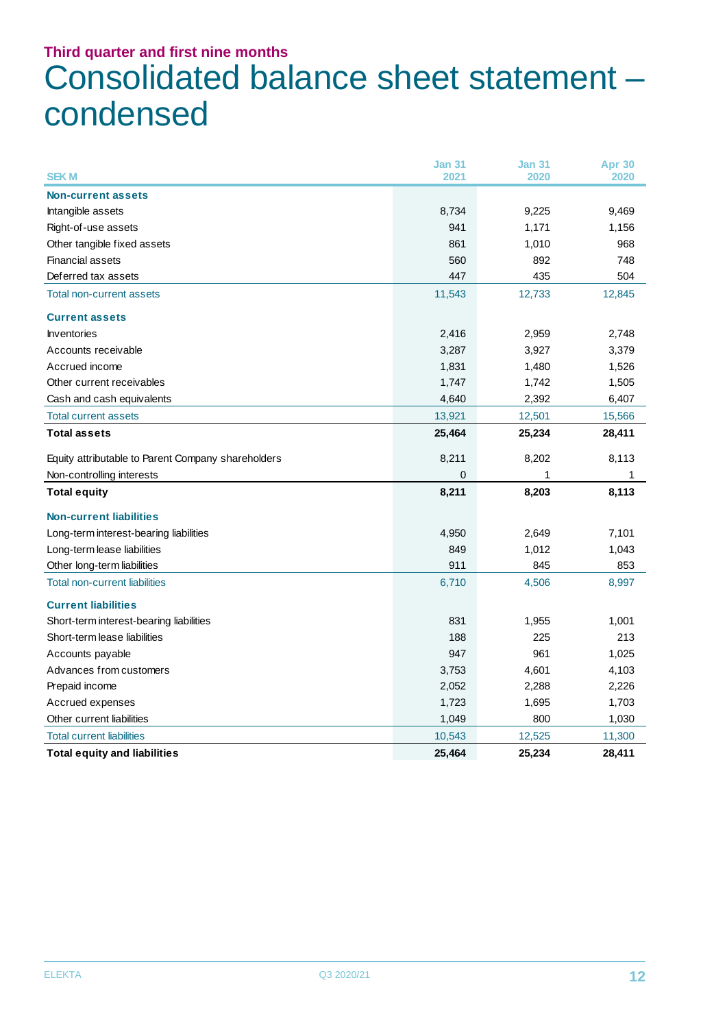### Third quarter and first nine months

# Consolidated balance sheet statement – condensed

| SEK M | Jan 31 2021 | Jan 31 2020 | Apr 30 2020 |
|---|---|---|---|
| **Non-current assets** | | | |
| Intangible assets | 8,734 | 9,225 | 9,469 |
| Right-of-use assets | 941 | 1,171 | 1,156 |
| Other tangible fixed assets | 861 | 1,010 | 968 |
| Financial assets | 560 | 892 | 748 |
| Deferred tax assets | 447 | 435 | 504 |
| Total non-current assets | 11,543 | 12,733 | 12,845 |
| **Current assets** | | | |
| Inventories | 2,416 | 2,959 | 2,748 |
| Accounts receivable | 3,287 | 3,927 | 3,379 |
| Accrued income | 1,831 | 1,480 | 1,526 |
| Other current receivables | 1,747 | 1,742 | 1,505 |
| Cash and cash equivalents | 4,640 | 2,392 | 6,407 |
| Total current assets | 13,921 | 12,501 | 15,566 |
| **Total assets** | **25,464** | **25,234** | **28,411** |
| Equity attributable to Parent Company shareholders | 8,211 | 8,202 | 8,113 |
| Non-controlling interests | 0 | 1 | 1 |
| **Total equity** | **8,211** | **8,203** | **8,113** |
| **Non-current liabilities** | | | |
| Long-term interest-bearing liabilities | 4,950 | 2,649 | 7,101 |
| Long-term lease liabilities | 849 | 1,012 | 1,043 |
| Other long-term liabilities | 911 | 845 | 853 |
| Total non-current liabilities | 6,710 | 4,506 | 8,997 |
| **Current liabilities** | | | |
| Short-term interest-bearing liabilities | 831 | 1,955 | 1,001 |
| Short-term lease liabilities | 188 | 225 | 213 |
| Accounts payable | 947 | 961 | 1,025 |
| Advances from customers | 3,753 | 4,601 | 4,103 |
| Prepaid income | 2,052 | 2,288 | 2,226 |
| Accrued expenses | 1,723 | 1,695 | 1,703 |
| Other current liabilities | 1,049 | 800 | 1,030 |
| Total current liabilities | 10,543 | 12,525 | 11,300 |
| **Total equity and liabilities** | **25,464** | **25,234** | **28,411** |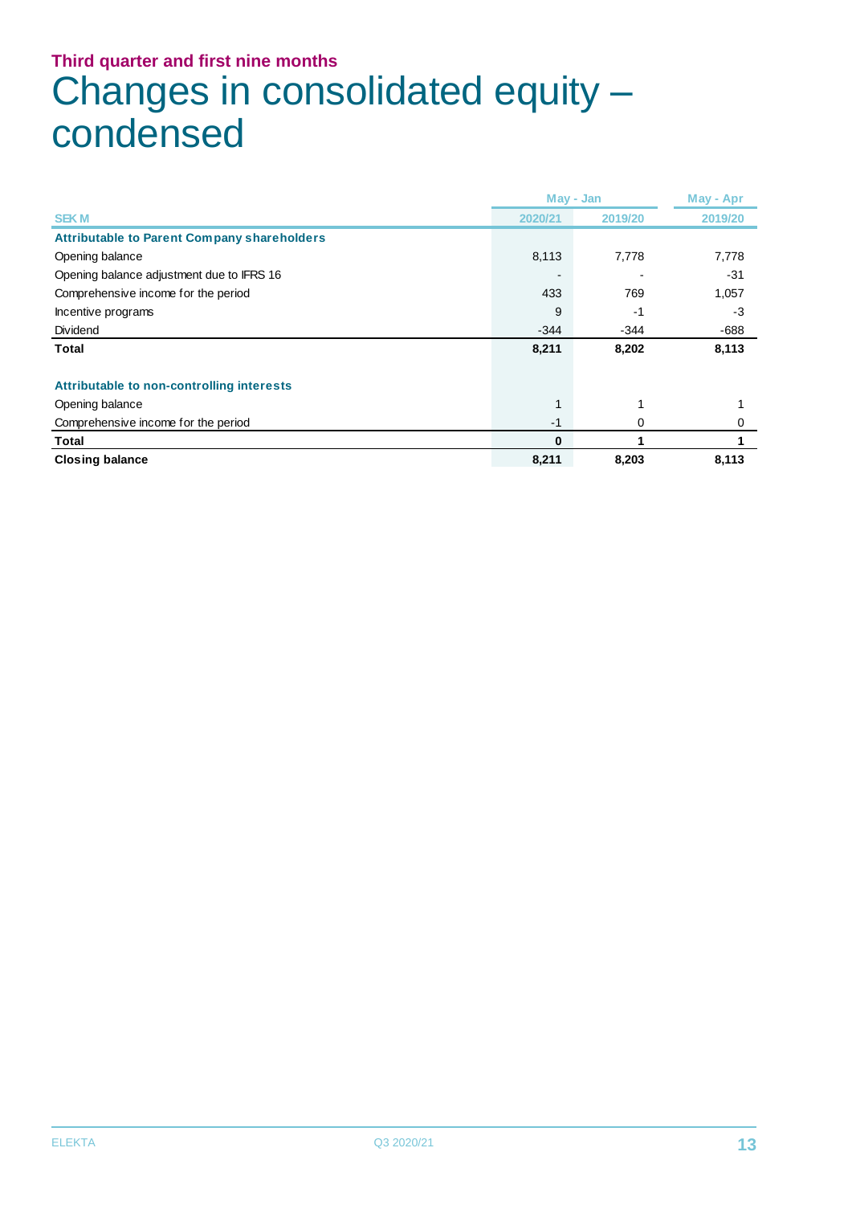### Third quarter and first nine months

# Changes in consolidated equity – condensed

| SEK M | May - Jan 2020/21 | May - Jan 2019/20 | May - Apr 2019/20 |
|---|---|---|---|
| **Attributable to Parent Company shareholders** | | | |
| Opening balance | 8,113 | 7,778 | 7,778 |
| Opening balance adjustment due to IFRS 16 | - | - | -31 |
| Comprehensive income for the period | 433 | 769 | 1,057 |
| Incentive programs | 9 | -1 | -3 |
| Dividend | -344 | -344 | -688 |
| **Total** | **8,211** | **8,202** | **8,113** |
| | | | |
| **Attributable to non-controlling interests** | | | |
| Opening balance | 1 | 1 | 1 |
| Comprehensive income for the period | -1 | 0 | 0 |
| **Total** | **0** | **1** | **1** |
| **Closing balance** | **8,211** | **8,203** | **8,113** |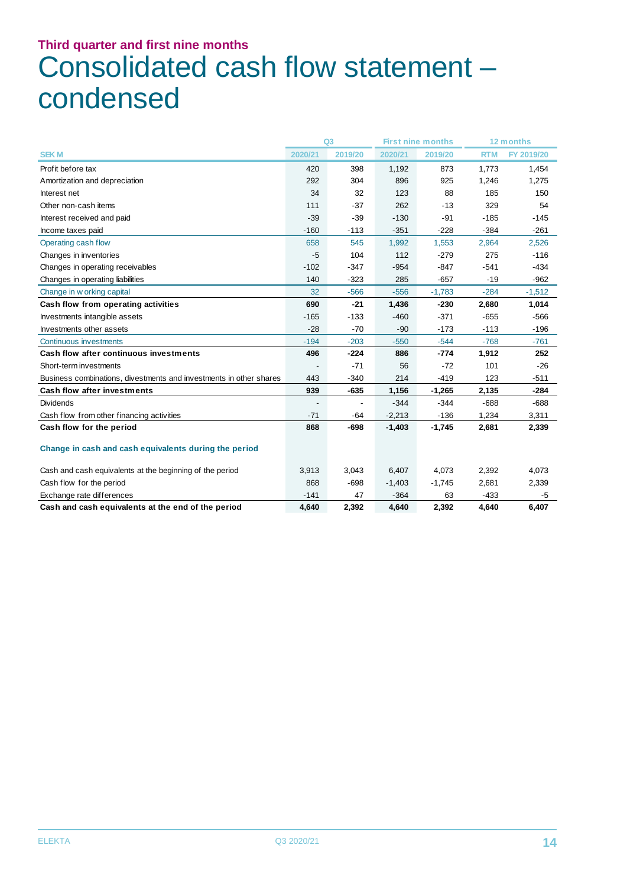### Third quarter and first nine months

# Consolidated cash flow statement – condensed

| | Q3 | | First nine months | | 12 months | |
|---|---|---|---|---|---|---|
| SEK M | 2020/21 | 2019/20 | 2020/21 | 2019/20 | RTM | FY 2019/20 |
| Profit before tax | 420 | 398 | 1,192 | 873 | 1,773 | 1,454 |
| Amortization and depreciation | 292 | 304 | 896 | 925 | 1,246 | 1,275 |
| Interest net | 34 | 32 | 123 | 88 | 185 | 150 |
| Other non-cash items | 111 | -37 | 262 | -13 | 329 | 54 |
| Interest received and paid | -39 | -39 | -130 | -91 | -185 | -145 |
| Income taxes paid | -160 | -113 | -351 | -228 | -384 | -261 |
| Operating cash flow | 658 | 545 | 1,992 | 1,553 | 2,964 | 2,526 |
| Changes in inventories | -5 | 104 | 112 | -279 | 275 | -116 |
| Changes in operating receivables | -102 | -347 | -954 | -847 | -541 | -434 |
| Changes in operating liabilities | 140 | -323 | 285 | -657 | -19 | -962 |
| Change in working capital | 32 | -566 | -556 | -1,783 | -284 | -1,512 |
| **Cash flow from operating activities** | **690** | **-21** | **1,436** | **-230** | **2,680** | **1,014** |
| Investments intangible assets | -165 | -133 | -460 | -371 | -655 | -566 |
| Investments other assets | -28 | -70 | -90 | -173 | -113 | -196 |
| Continuous investments | -194 | -203 | -550 | -544 | -768 | -761 |
| **Cash flow after continuous investments** | **496** | **-224** | **886** | **-774** | **1,912** | **252** |
| Short-term investments | - | -71 | 56 | -72 | 101 | -26 |
| Business combinations, divestments and investments in other shares | 443 | -340 | 214 | -419 | 123 | -511 |
| **Cash flow after investments** | **939** | **-635** | **1,156** | **-1,265** | **2,135** | **-284** |
| Dividends | - | - | -344 | -344 | -688 | -688 |
| Cash flow from other financing activities | -71 | -64 | -2,213 | -136 | 1,234 | 3,311 |
| **Cash flow for the period** | **868** | **-698** | **-1,403** | **-1,745** | **2,681** | **2,339** |
| **Change in cash and cash equivalents during the period** | | | | | | |
| Cash and cash equivalents at the beginning of the period | 3,913 | 3,043 | 6,407 | 4,073 | 2,392 | 4,073 |
| Cash flow for the period | 868 | -698 | -1,403 | -1,745 | 2,681 | 2,339 |
| Exchange rate differences | -141 | 47 | -364 | 63 | -433 | -5 |
| **Cash and cash equivalents at the end of the period** | **4,640** | **2,392** | **4,640** | **2,392** | **4,640** | **6,407** |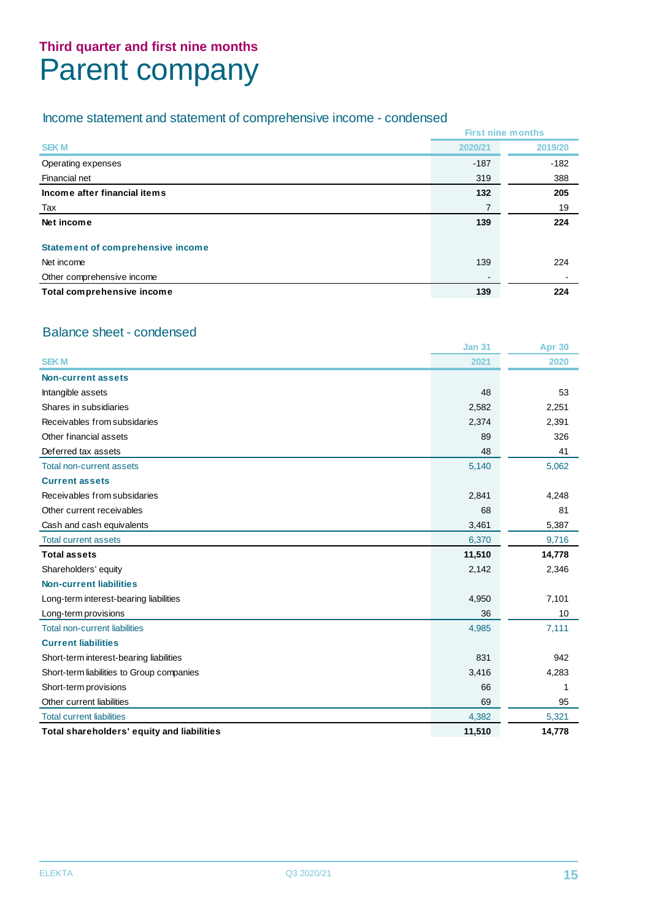## Third quarter and first nine months

# Parent company

### Income statement and statement of comprehensive income - condensed

| SEK M | First nine months 2020/21 | 2019/20 |
|---|---|---|
| Operating expenses | -187 | -182 |
| Financial net | 319 | 388 |
| **Income after financial items** | **132** | **205** |
| Tax | 7 | 19 |
| **Net income** | **139** | **224** |
| | | |
| **Statement of comprehensive income** | | |
| Net income | 139 | 224 |
| Other comprehensive income | - | - |
| **Total comprehensive income** | **139** | **224** |

### Balance sheet - condensed

| SEK M | Jan 31 2021 | Apr 30 2020 |
|---|---|---|
| **Non-current assets** | | |
| Intangible assets | 48 | 53 |
| Shares in subsidiaries | 2,582 | 2,251 |
| Receivables from subsidaries | 2,374 | 2,391 |
| Other financial assets | 89 | 326 |
| Deferred tax assets | 48 | 41 |
| Total non-current assets | 5,140 | 5,062 |
| **Current assets** | | |
| Receivables from subsidaries | 2,841 | 4,248 |
| Other current receivables | 68 | 81 |
| Cash and cash equivalents | 3,461 | 5,387 |
| Total current assets | 6,370 | 9,716 |
| **Total assets** | **11,510** | **14,778** |
| Shareholders' equity | 2,142 | 2,346 |
| **Non-current liabilities** | | |
| Long-term interest-bearing liabilities | 4,950 | 7,101 |
| Long-term provisions | 36 | 10 |
| Total non-current liabilities | 4,985 | 7,111 |
| **Current liabilities** | | |
| Short-term interest-bearing liabilities | 831 | 942 |
| Short-term liabilities to Group companies | 3,416 | 4,283 |
| Short-term provisions | 66 | 1 |
| Other current liabilities | 69 | 95 |
| Total current liabilities | 4,382 | 5,321 |
| **Total shareholders' equity and liabilities** | **11,510** | **14,778** |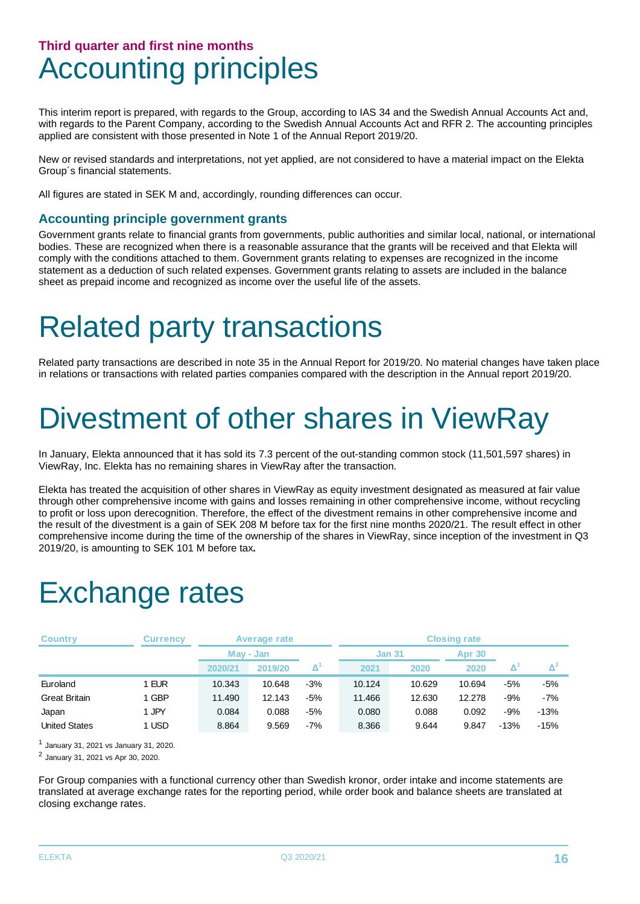### Third quarter and first nine months

# Accounting principles

This interim report is prepared, with regards to the Group, according to IAS 34 and the Swedish Annual Accounts Act and, with regards to the Parent Company, according to the Swedish Annual Accounts Act and RFR 2. The accounting principles applied are consistent with those presented in Note 1 of the Annual Report 2019/20.

New or revised standards and interpretations, not yet applied, are not considered to have a material impact on the Elekta Group´s financial statements.

All figures are stated in SEK M and, accordingly, rounding differences can occur.

## Accounting principle government grants

Government grants relate to financial grants from governments, public authorities and similar local, national, or international bodies. These are recognized when there is a reasonable assurance that the grants will be received and that Elekta will comply with the conditions attached to them. Government grants relating to expenses are recognized in the income statement as a deduction of such related expenses. Government grants relating to assets are included in the balance sheet as prepaid income and recognized as income over the useful life of the assets.

# Related party transactions

Related party transactions are described in note 35 in the Annual Report for 2019/20. No material changes have taken place in relations or transactions with related parties companies compared with the description in the Annual report 2019/20.

# Divestment of other shares in ViewRay

In January, Elekta announced that it has sold its 7.3 percent of the out-standing common stock (11,501,597 shares) in ViewRay, Inc. Elekta has no remaining shares in ViewRay after the transaction.

Elekta has treated the acquisition of other shares in ViewRay as equity investment designated as measured at fair value through other comprehensive income with gains and losses remaining in other comprehensive income, without recycling to profit or loss upon derecognition. Therefore, the effect of the divestment remains in other comprehensive income and the result of the divestment is a gain of SEK 208 M before tax for the first nine months 2020/21. The result effect in other comprehensive income during the time of the ownership of the shares in ViewRay, since inception of the investment in Q3 2019/20, is amounting to SEK 101 M before tax***.***

# Exchange rates

| Country | Currency | Average rate | | | Closing rate | | | | |
|---|---|---|---|---|---|---|---|---|---|
| | | May - Jan | | | Jan 31 | | Apr 30 | | |
| | | 2020/21 | 2019/20 | Δ[1] | 2021 | 2020 | 2020 | Δ[1] | Δ[2] |
| Euroland | 1 EUR | 10.343 | 10.648 | -3% | 10.124 | 10.629 | 10.694 | -5% | -5% |
| Great Britain | 1 GBP | 11.490 | 12.143 | -5% | 11.466 | 12.630 | 12.278 | -9% | -7% |
| Japan | 1 JPY | 0.084 | 0.088 | -5% | 0.080 | 0.088 | 0.092 | -9% | -13% |
| United States | 1 USD | 8.864 | 9.569 | -7% | 8.366 | 9.644 | 9.847 | -13% | -15% |

[1] January 31, 2021 vs January 31, 2020.

[2] January 31, 2021 vs Apr 30, 2020.

For Group companies with a functional currency other than Swedish kronor, order intake and income statements are translated at average exchange rates for the reporting period, while order book and balance sheets are translated at closing exchange rates.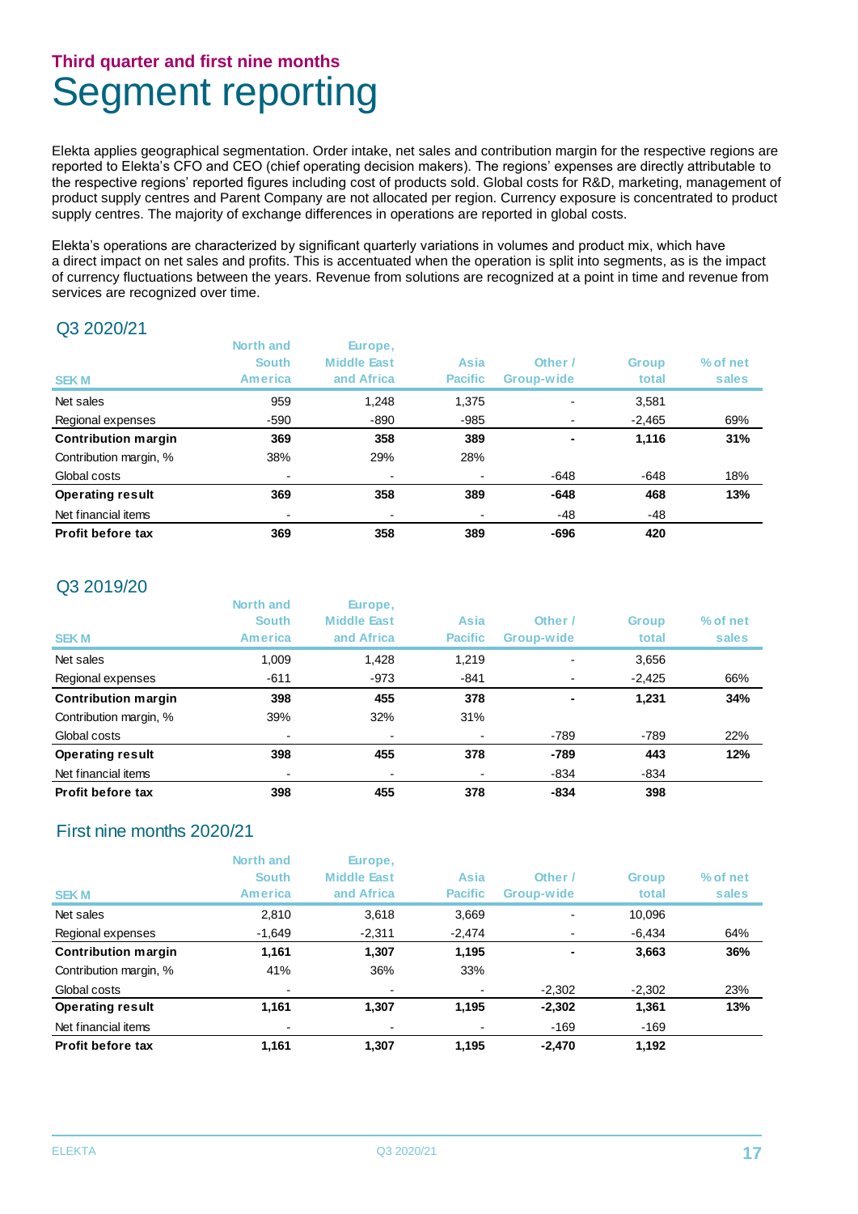## Third quarter and first nine months

# Segment reporting

Elekta applies geographical segmentation. Order intake, net sales and contribution margin for the respective regions are reported to Elekta's CFO and CEO (chief operating decision makers). The regions' expenses are directly attributable to the respective regions' reported figures including cost of products sold. Global costs for R&D, marketing, management of product supply centres and Parent Company are not allocated per region. Currency exposure is concentrated to product supply centres. The majority of exchange differences in operations are reported in global costs.

Elekta's operations are characterized by significant quarterly variations in volumes and product mix, which have a direct impact on net sales and profits. This is accentuated when the operation is split into segments, as is the impact of currency fluctuations between the years. Revenue from solutions are recognized at a point in time and revenue from services are recognized over time.

### Q3 2020/21

| SEK M | North and South America | Europe, Middle East and Africa | Asia Pacific | Other / Group-wide | Group total | % of net sales |
|---|---|---|---|---|---|---|
| Net sales | 959 | 1,248 | 1,375 | - | 3,581 | |
| Regional expenses | -590 | -890 | -985 | - | -2,465 | 69% |
| **Contribution margin** | **369** | **358** | **389** | **-** | **1,116** | **31%** |
| Contribution margin, % | 38% | 29% | 28% | | | |
| Global costs | - | - | - | -648 | -648 | 18% |
| **Operating result** | **369** | **358** | **389** | **-648** | **468** | **13%** |
| Net financial items | - | - | - | -48 | -48 | |
| **Profit before tax** | **369** | **358** | **389** | **-696** | **420** | |

### Q3 2019/20

| SEK M | North and South America | Europe, Middle East and Africa | Asia Pacific | Other / Group-wide | Group total | % of net sales |
|---|---|---|---|---|---|---|
| Net sales | 1,009 | 1,428 | 1,219 | - | 3,656 | |
| Regional expenses | -611 | -973 | -841 | - | -2,425 | 66% |
| **Contribution margin** | **398** | **455** | **378** | **-** | **1,231** | **34%** |
| Contribution margin, % | 39% | 32% | 31% | | | |
| Global costs | - | - | - | -789 | -789 | 22% |
| **Operating result** | **398** | **455** | **378** | **-789** | **443** | **12%** |
| Net financial items | - | - | - | -834 | -834 | |
| **Profit before tax** | **398** | **455** | **378** | **-834** | **398** | |

### First nine months 2020/21

| SEK M | North and South America | Europe, Middle East and Africa | Asia Pacific | Other / Group-wide | Group total | % of net sales |
|---|---|---|---|---|---|---|
| Net sales | 2,810 | 3,618 | 3,669 | - | 10,096 | |
| Regional expenses | -1,649 | -2,311 | -2,474 | - | -6,434 | 64% |
| **Contribution margin** | **1,161** | **1,307** | **1,195** | **-** | **3,663** | **36%** |
| Contribution margin, % | 41% | 36% | 33% | | | |
| Global costs | - | - | - | -2,302 | -2,302 | 23% |
| **Operating result** | **1,161** | **1,307** | **1,195** | **-2,302** | **1,361** | **13%** |
| Net financial items | - | - | - | -169 | -169 | |
| **Profit before tax** | **1,161** | **1,307** | **1,195** | **-2,470** | **1,192** | |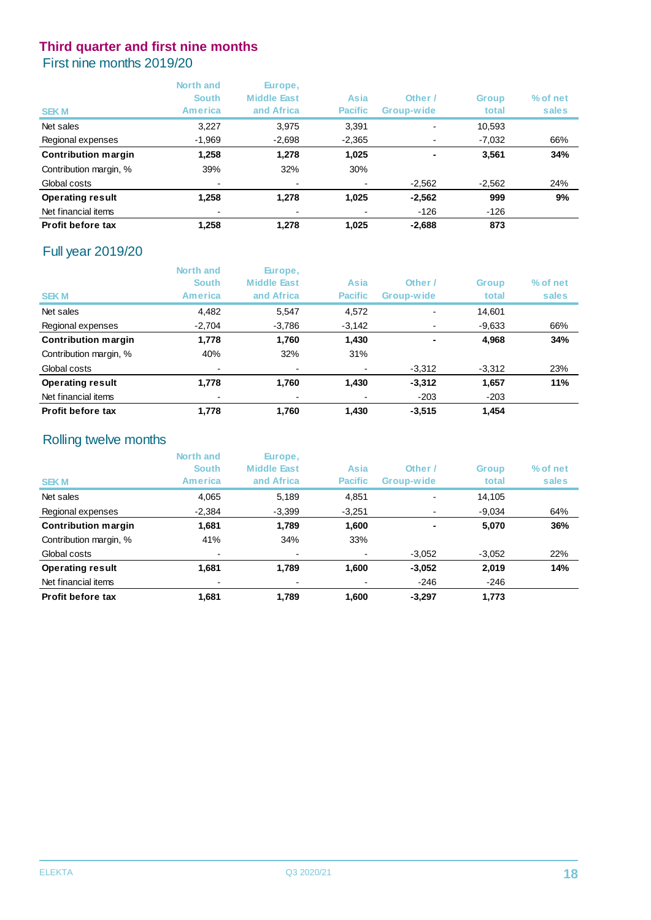## Third quarter and first nine months

### First nine months 2019/20

| SEK M | North and South America | Europe, Middle East and Africa | Asia Pacific | Other / Group-wide | Group total | % of net sales |
|---|---|---|---|---|---|---|
| Net sales | 3,227 | 3,975 | 3,391 | - | 10,593 | |
| Regional expenses | -1,969 | -2,698 | -2,365 | - | -7,032 | 66% |
| **Contribution margin** | **1,258** | **1,278** | **1,025** | **-** | **3,561** | **34%** |
| Contribution margin, % | 39% | 32% | 30% | | | |
| Global costs | - | - | - | -2,562 | -2,562 | 24% |
| **Operating result** | **1,258** | **1,278** | **1,025** | **-2,562** | **999** | **9%** |
| Net financial items | - | - | - | -126 | -126 | |
| **Profit before tax** | **1,258** | **1,278** | **1,025** | **-2,688** | **873** | |

### Full year 2019/20

| SEK M | North and South America | Europe, Middle East and Africa | Asia Pacific | Other / Group-wide | Group total | % of net sales |
|---|---|---|---|---|---|---|
| Net sales | 4,482 | 5,547 | 4,572 | - | 14,601 | |
| Regional expenses | -2,704 | -3,786 | -3,142 | - | -9,633 | 66% |
| **Contribution margin** | **1,778** | **1,760** | **1,430** | **-** | **4,968** | **34%** |
| Contribution margin, % | 40% | 32% | 31% | | | |
| Global costs | - | - | - | -3,312 | -3,312 | 23% |
| **Operating result** | **1,778** | **1,760** | **1,430** | **-3,312** | **1,657** | **11%** |
| Net financial items | - | - | - | -203 | -203 | |
| **Profit before tax** | **1,778** | **1,760** | **1,430** | **-3,515** | **1,454** | |

### Rolling twelve months

| SEK M | North and South America | Europe, Middle East and Africa | Asia Pacific | Other / Group-wide | Group total | % of net sales |
|---|---|---|---|---|---|---|
| Net sales | 4,065 | 5,189 | 4,851 | - | 14,105 | |
| Regional expenses | -2,384 | -3,399 | -3,251 | - | -9,034 | 64% |
| **Contribution margin** | **1,681** | **1,789** | **1,600** | **-** | **5,070** | **36%** |
| Contribution margin, % | 41% | 34% | 33% | | | |
| Global costs | - | - | - | -3,052 | -3,052 | 22% |
| **Operating result** | **1,681** | **1,789** | **1,600** | **-3,052** | **2,019** | **14%** |
| Net financial items | - | - | - | -246 | -246 | |
| **Profit before tax** | **1,681** | **1,789** | **1,600** | **-3,297** | **1,773** | |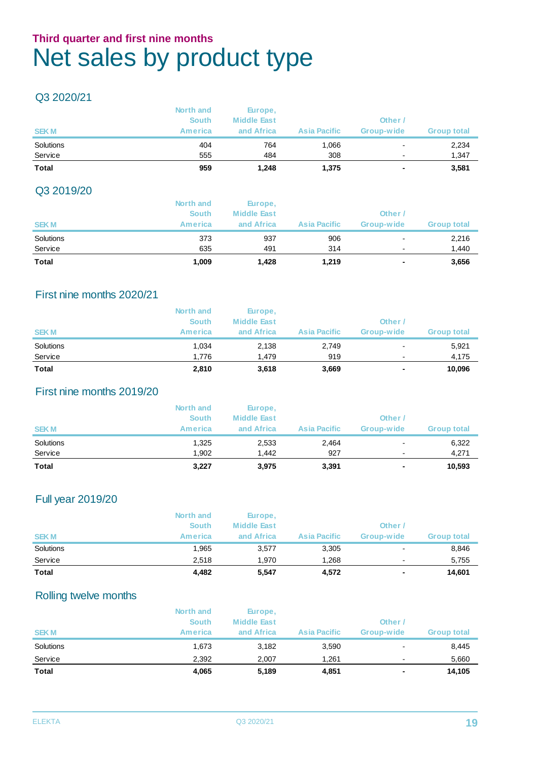### Third quarter and first nine months

# Net sales by product type

## Q3 2020/21

| SEK M | North and South America | Europe, Middle East and Africa | Asia Pacific | Other / Group-wide | Group total |
|---|---|---|---|---|---|
| Solutions | 404 | 764 | 1,066 | - | 2,234 |
| Service | 555 | 484 | 308 | - | 1,347 |
| **Total** | **959** | **1,248** | **1,375** | **-** | **3,581** |

## Q3 2019/20

| SEK M | North and South America | Europe, Middle East and Africa | Asia Pacific | Other / Group-wide | Group total |
|---|---|---|---|---|---|
| Solutions | 373 | 937 | 906 | - | 2,216 |
| Service | 635 | 491 | 314 | - | 1,440 |
| **Total** | **1,009** | **1,428** | **1,219** | **-** | **3,656** |

## First nine months 2020/21

| SEK M | North and South America | Europe, Middle East and Africa | Asia Pacific | Other / Group-wide | Group total |
|---|---|---|---|---|---|
| Solutions | 1,034 | 2,138 | 2,749 | - | 5,921 |
| Service | 1,776 | 1,479 | 919 | - | 4,175 |
| **Total** | **2,810** | **3,618** | **3,669** | **-** | **10,096** |

## First nine months 2019/20

| SEK M | North and South America | Europe, Middle East and Africa | Asia Pacific | Other / Group-wide | Group total |
|---|---|---|---|---|---|
| Solutions | 1,325 | 2,533 | 2,464 | - | 6,322 |
| Service | 1,902 | 1,442 | 927 | - | 4,271 |
| **Total** | **3,227** | **3,975** | **3,391** | **-** | **10,593** |

## Full year 2019/20

| SEK M | North and South America | Europe, Middle East and Africa | Asia Pacific | Other / Group-wide | Group total |
|---|---|---|---|---|---|
| Solutions | 1,965 | 3,577 | 3,305 | - | 8,846 |
| Service | 2,518 | 1,970 | 1,268 | - | 5,755 |
| **Total** | **4,482** | **5,547** | **4,572** | **-** | **14,601** |

## Rolling twelve months

| SEK M | North and South America | Europe, Middle East and Africa | Asia Pacific | Other / Group-wide | Group total |
|---|---|---|---|---|---|
| Solutions | 1,673 | 3,182 | 3,590 | - | 8,445 |
| Service | 2,392 | 2,007 | 1,261 | - | 5,660 |
| **Total** | **4,065** | **5,189** | **4,851** | **-** | **14,105** |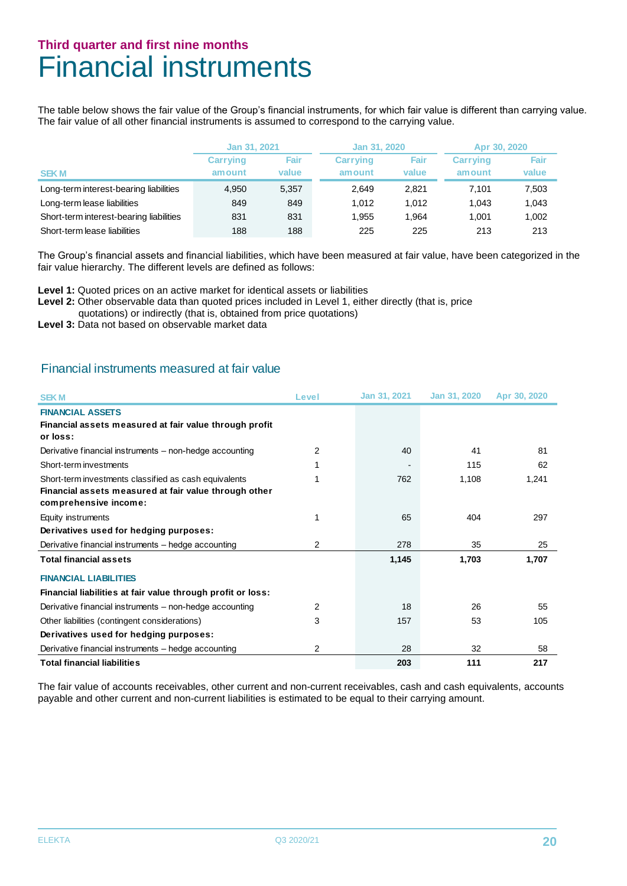## Third quarter and first nine months

# Financial instruments

The table below shows the fair value of the Group's financial instruments, for which fair value is different than carrying value. The fair value of all other financial instruments is assumed to correspond to the carrying value.

| | Jan 31, 2021 | | Jan 31, 2020 | | Apr 30, 2020 | |
|---|---|---|---|---|---|---|
| SEK M | Carrying amount | Fair value | Carrying amount | Fair value | Carrying amount | Fair value |
| Long-term interest-bearing liabilities | 4,950 | 5,357 | 2,649 | 2,821 | 7,101 | 7,503 |
| Long-term lease liabilities | 849 | 849 | 1,012 | 1,012 | 1,043 | 1,043 |
| Short-term interest-bearing liabilities | 831 | 831 | 1,955 | 1,964 | 1,001 | 1,002 |
| Short-term lease liabilities | 188 | 188 | 225 | 225 | 213 | 213 |

The Group's financial assets and financial liabilities, which have been measured at fair value, have been categorized in the fair value hierarchy. The different levels are defined as follows:

**Level 1:** Quoted prices on an active market for identical assets or liabilities
**Level 2:** Other observable data than quoted prices included in Level 1, either directly (that is, price quotations) or indirectly (that is, obtained from price quotations)
**Level 3:** Data not based on observable market data

## Financial instruments measured at fair value

| SEK M | Level | Jan 31, 2021 | Jan 31, 2020 | Apr 30, 2020 |
|---|---|---|---|---|
| **FINANCIAL ASSETS** | | | | |
| **Financial assets measured at fair value through profit or loss:** | | | | |
| Derivative financial instruments – non-hedge accounting | 2 | 40 | 41 | 81 |
| Short-term investments | 1 | - | 115 | 62 |
| Short-term investments classified as cash equivalents | 1 | 762 | 1,108 | 1,241 |
| **Financial assets measured at fair value through other comprehensive income:** | | | | |
| Equity instruments | 1 | 65 | 404 | 297 |
| **Derivatives used for hedging purposes:** | | | | |
| Derivative financial instruments – hedge accounting | 2 | 278 | 35 | 25 |
| **Total financial assets** | | **1,145** | **1,703** | **1,707** |
| **FINANCIAL LIABILITIES** | | | | |
| **Financial liabilities at fair value through profit or loss:** | | | | |
| Derivative financial instruments – non-hedge accounting | 2 | 18 | 26 | 55 |
| Other liabilities (contingent considerations) | 3 | 157 | 53 | 105 |
| **Derivatives used for hedging purposes:** | | | | |
| Derivative financial instruments – hedge accounting | 2 | 28 | 32 | 58 |
| **Total financial liabilities** | | **203** | **111** | **217** |

The fair value of accounts receivables, other current and non-current receivables, cash and cash equivalents, accounts payable and other current and non-current liabilities is estimated to be equal to their carrying amount.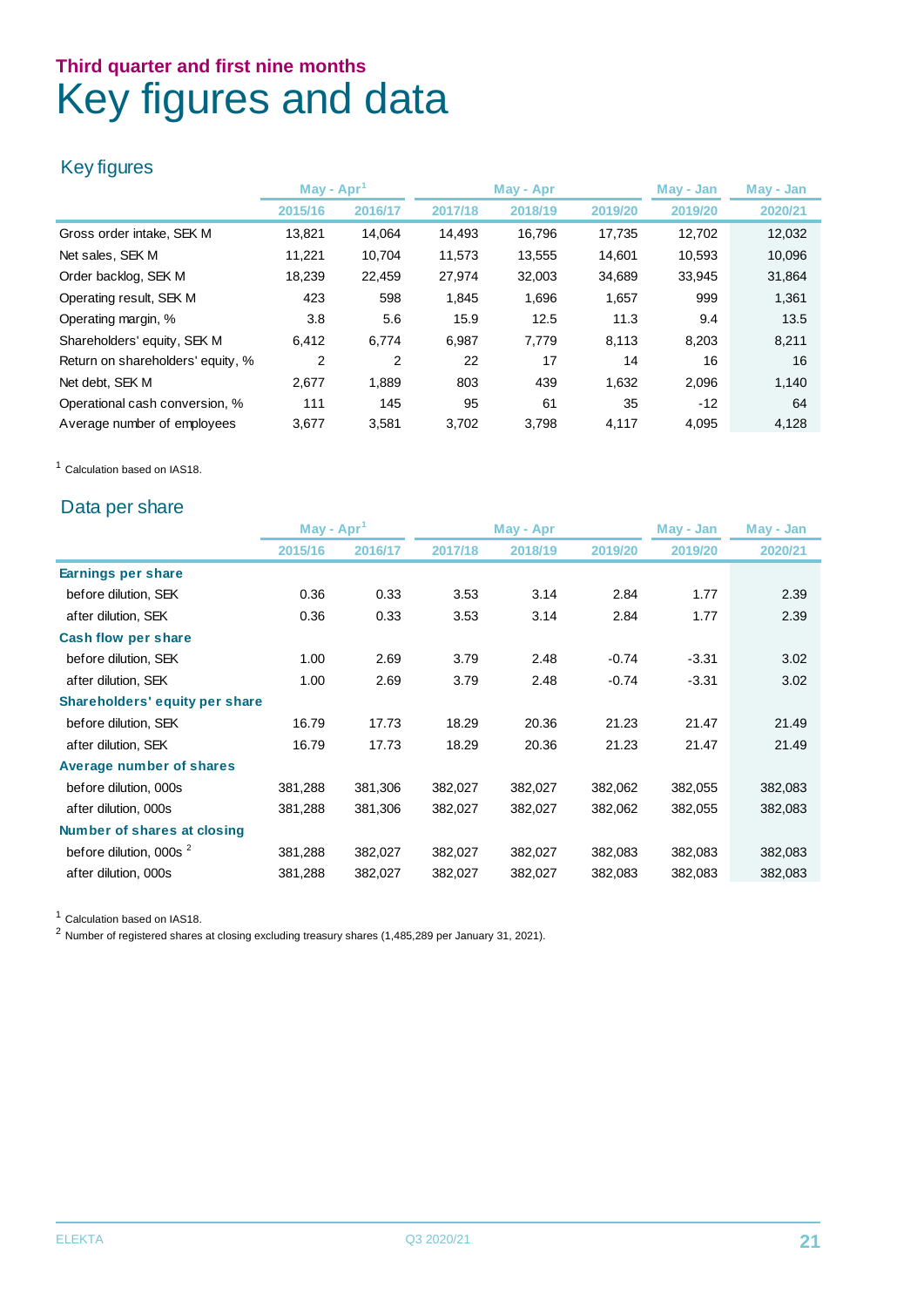**Third quarter and first nine months**

# Key figures and data

## Key figures

| | May - Apr[1] | | May - Apr | | | May - Jan | May - Jan |
|---|---|---|---|---|---|---|---|
| | 2015/16 | 2016/17 | 2017/18 | 2018/19 | 2019/20 | 2019/20 | 2020/21 |
| Gross order intake, SEK M | 13,821 | 14,064 | 14,493 | 16,796 | 17,735 | 12,702 | 12,032 |
| Net sales, SEK M | 11,221 | 10,704 | 11,573 | 13,555 | 14,601 | 10,593 | 10,096 |
| Order backlog, SEK M | 18,239 | 22,459 | 27,974 | 32,003 | 34,689 | 33,945 | 31,864 |
| Operating result, SEK M | 423 | 598 | 1,845 | 1,696 | 1,657 | 999 | 1,361 |
| Operating margin, % | 3.8 | 5.6 | 15.9 | 12.5 | 11.3 | 9.4 | 13.5 |
| Shareholders' equity, SEK M | 6,412 | 6,774 | 6,987 | 7,779 | 8,113 | 8,203 | 8,211 |
| Return on shareholders' equity, % | 2 | 2 | 22 | 17 | 14 | 16 | 16 |
| Net debt, SEK M | 2,677 | 1,889 | 803 | 439 | 1,632 | 2,096 | 1,140 |
| Operational cash conversion, % | 111 | 145 | 95 | 61 | 35 | -12 | 64 |
| Average number of employees | 3,677 | 3,581 | 3,702 | 3,798 | 4,117 | 4,095 | 4,128 |

[1] Calculation based on IAS18.

## Data per share

| | May - Apr[1] | | May - Apr | | | May - Jan | May - Jan |
|---|---|---|---|---|---|---|---|
| | 2015/16 | 2016/17 | 2017/18 | 2018/19 | 2019/20 | 2019/20 | 2020/21 |
| **Earnings per share** | | | | | | | |
| before dilution, SEK | 0.36 | 0.33 | 3.53 | 3.14 | 2.84 | 1.77 | 2.39 |
| after dilution, SEK | 0.36 | 0.33 | 3.53 | 3.14 | 2.84 | 1.77 | 2.39 |
| **Cash flow per share** | | | | | | | |
| before dilution, SEK | 1.00 | 2.69 | 3.79 | 2.48 | -0.74 | -3.31 | 3.02 |
| after dilution, SEK | 1.00 | 2.69 | 3.79 | 2.48 | -0.74 | -3.31 | 3.02 |
| **Shareholders' equity per share** | | | | | | | |
| before dilution, SEK | 16.79 | 17.73 | 18.29 | 20.36 | 21.23 | 21.47 | 21.49 |
| after dilution, SEK | 16.79 | 17.73 | 18.29 | 20.36 | 21.23 | 21.47 | 21.49 |
| **Average number of shares** | | | | | | | |
| before dilution, 000s | 381,288 | 381,306 | 382,027 | 382,027 | 382,062 | 382,055 | 382,083 |
| after dilution, 000s | 381,288 | 381,306 | 382,027 | 382,027 | 382,062 | 382,055 | 382,083 |
| **Number of shares at closing** | | | | | | | |
| before dilution, 000s[2] | 381,288 | 382,027 | 382,027 | 382,027 | 382,083 | 382,083 | 382,083 |
| after dilution, 000s | 381,288 | 382,027 | 382,027 | 382,027 | 382,083 | 382,083 | 382,083 |

[1] Calculation based on IAS18.

[2] Number of registered shares at closing excluding treasury shares (1,485,289 per January 31, 2021).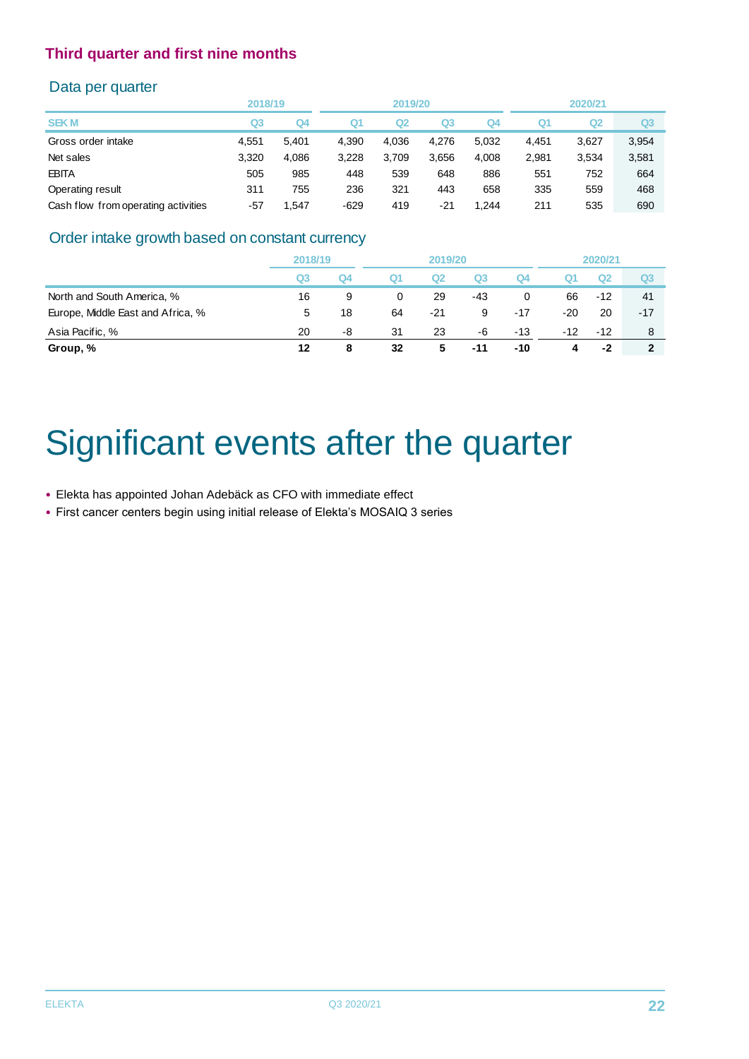## Third quarter and first nine months

### Data per quarter

| | 2018/19 | | 2019/20 | | | | 2020/21 | | |
|---|---|---|---|---|---|---|---|---|---|
| SEK M | Q3 | Q4 | Q1 | Q2 | Q3 | Q4 | Q1 | Q2 | Q3 |
| Gross order intake | 4,551 | 5,401 | 4,390 | 4,036 | 4,276 | 5,032 | 4,451 | 3,627 | 3,954 |
| Net sales | 3,320 | 4,086 | 3,228 | 3,709 | 3,656 | 4,008 | 2,981 | 3,534 | 3,581 |
| EBITA | 505 | 985 | 448 | 539 | 648 | 886 | 551 | 752 | 664 |
| Operating result | 311 | 755 | 236 | 321 | 443 | 658 | 335 | 559 | 468 |
| Cash flow from operating activities | -57 | 1,547 | -629 | 419 | -21 | 1,244 | 211 | 535 | 690 |

### Order intake growth based on constant currency

| | 2018/19 | | 2019/20 | | | | 2020/21 | | |
|---|---|---|---|---|---|---|---|---|---|
| | Q3 | Q4 | Q1 | Q2 | Q3 | Q4 | Q1 | Q2 | Q3 |
| North and South America, % | 16 | 9 | 0 | 29 | -43 | 0 | 66 | -12 | 41 |
| Europe, Middle East and Africa, % | 5 | 18 | 64 | -21 | 9 | -17 | -20 | 20 | -17 |
| Asia Pacific, % | 20 | -8 | 31 | 23 | -6 | -13 | -12 | -12 | 8 |
| **Group, %** | **12** | **8** | **32** | **5** | **-11** | **-10** | **4** | **-2** | **2** |

# Significant events after the quarter

- Elekta has appointed Johan Adebäck as CFO with immediate effect
- First cancer centers begin using initial release of Elekta's MOSAIQ 3 series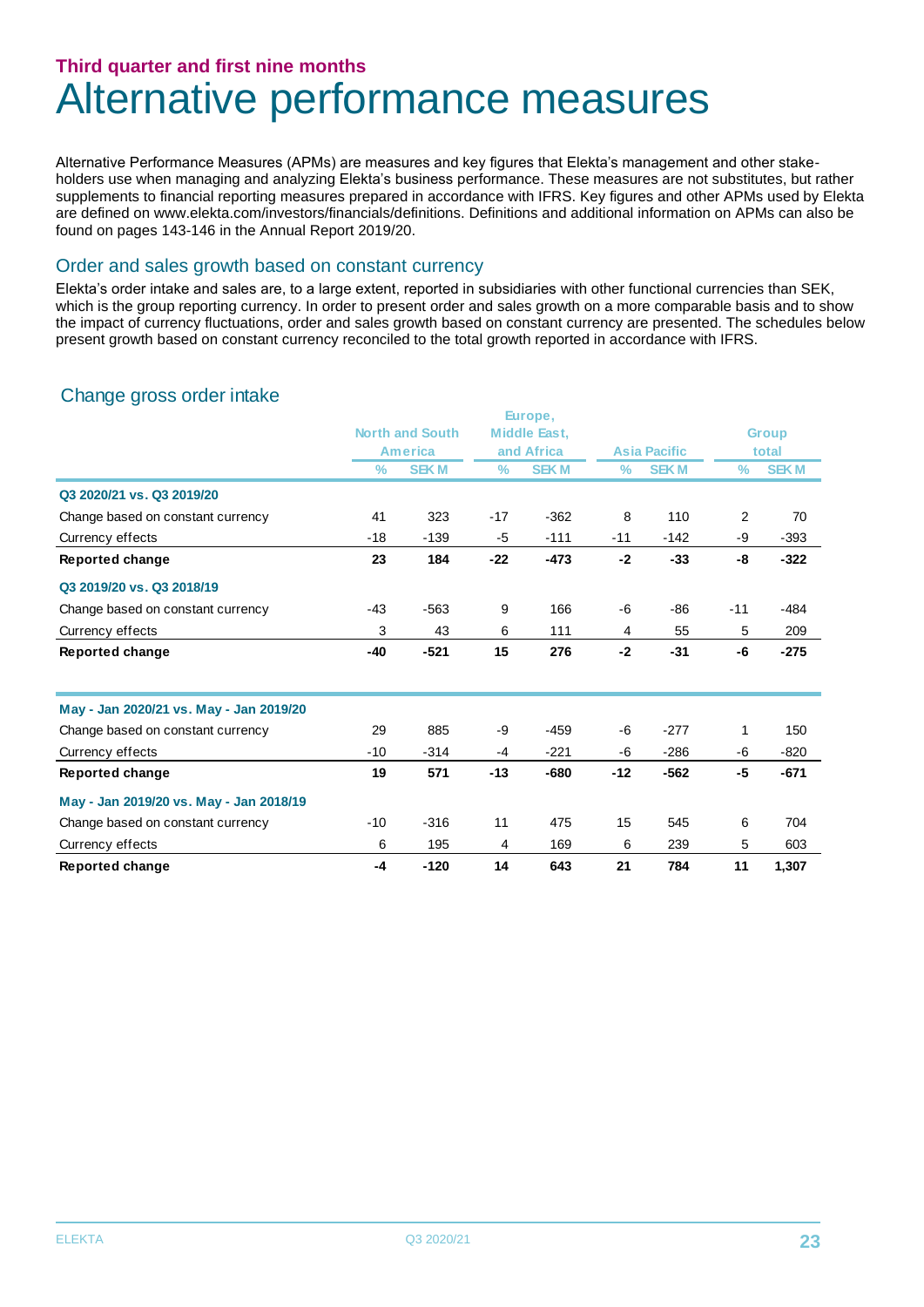### Third quarter and first nine months

# Alternative performance measures

Alternative Performance Measures (APMs) are measures and key figures that Elekta's management and other stakeholders use when managing and analyzing Elekta's business performance. These measures are not substitutes, but rather supplements to financial reporting measures prepared in accordance with IFRS. Key figures and other APMs used by Elekta are defined on www.elekta.com/investors/financials/definitions. Definitions and additional information on APMs can also be found on pages 143-146 in the Annual Report 2019/20.

## Order and sales growth based on constant currency

Elekta's order intake and sales are, to a large extent, reported in subsidiaries with other functional currencies than SEK, which is the group reporting currency. In order to present order and sales growth on a more comparable basis and to show the impact of currency fluctuations, order and sales growth based on constant currency are presented. The schedules below present growth based on constant currency reconciled to the total growth reported in accordance with IFRS.

### Change gross order intake

| | North and South America | | Europe, Middle East, and Africa | | Asia Pacific | | Group total | |
|---|---|---|---|---|---|---|---|---|
| | % | SEK M | % | SEK M | % | SEK M | % | SEK M |
| **Q3 2020/21 vs. Q3 2019/20** | | | | | | | | |
| Change based on constant currency | 41 | 323 | -17 | -362 | 8 | 110 | 2 | 70 |
| Currency effects | -18 | -139 | -5 | -111 | -11 | -142 | -9 | -393 |
| **Reported change** | **23** | **184** | **-22** | **-473** | **-2** | **-33** | **-8** | **-322** |
| **Q3 2019/20 vs. Q3 2018/19** | | | | | | | | |
| Change based on constant currency | -43 | -563 | 9 | 166 | -6 | -86 | -11 | -484 |
| Currency effects | 3 | 43 | 6 | 111 | 4 | 55 | 5 | 209 |
| **Reported change** | **-40** | **-521** | **15** | **276** | **-2** | **-31** | **-6** | **-275** |
| **May - Jan 2020/21 vs. May - Jan 2019/20** | | | | | | | | |
| Change based on constant currency | 29 | 885 | -9 | -459 | -6 | -277 | 1 | 150 |
| Currency effects | -10 | -314 | -4 | -221 | -6 | -286 | -6 | -820 |
| **Reported change** | **19** | **571** | **-13** | **-680** | **-12** | **-562** | **-5** | **-671** |
| **May - Jan 2019/20 vs. May - Jan 2018/19** | | | | | | | | |
| Change based on constant currency | -10 | -316 | 11 | 475 | 15 | 545 | 6 | 704 |
| Currency effects | 6 | 195 | 4 | 169 | 6 | 239 | 5 | 603 |
| **Reported change** | **-4** | **-120** | **14** | **643** | **21** | **784** | **11** | **1,307** |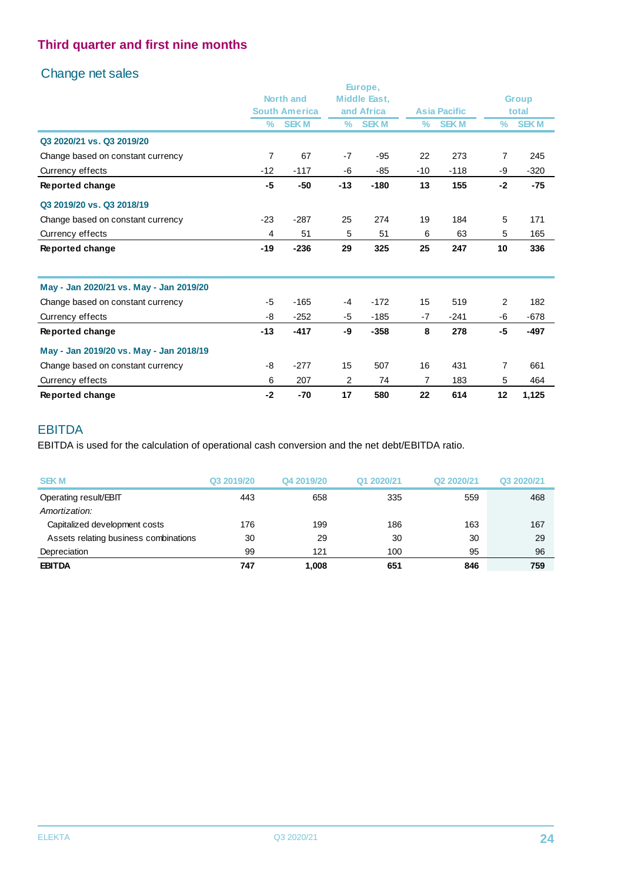## Third quarter and first nine months

### Change net sales

| | North and South America | | Europe, Middle East, and Africa | | Asia Pacific | | Group total | |
|---|---|---|---|---|---|---|---|---|
| | % | SEK M | % | SEK M | % | SEK M | % | SEK M |
| **Q3 2020/21 vs. Q3 2019/20** | | | | | | | | |
| Change based on constant currency | 7 | 67 | -7 | -95 | 22 | 273 | 7 | 245 |
| Currency effects | -12 | -117 | -6 | -85 | -10 | -118 | -9 | -320 |
| **Reported change** | **-5** | **-50** | **-13** | **-180** | **13** | **155** | **-2** | **-75** |
| **Q3 2019/20 vs. Q3 2018/19** | | | | | | | | |
| Change based on constant currency | -23 | -287 | 25 | 274 | 19 | 184 | 5 | 171 |
| Currency effects | 4 | 51 | 5 | 51 | 6 | 63 | 5 | 165 |
| **Reported change** | **-19** | **-236** | **29** | **325** | **25** | **247** | **10** | **336** |
| **May - Jan 2020/21 vs. May - Jan 2019/20** | | | | | | | | |
| Change based on constant currency | -5 | -165 | -4 | -172 | 15 | 519 | 2 | 182 |
| Currency effects | -8 | -252 | -5 | -185 | -7 | -241 | -6 | -678 |
| **Reported change** | **-13** | **-417** | **-9** | **-358** | **8** | **278** | **-5** | **-497** |
| **May - Jan 2019/20 vs. May - Jan 2018/19** | | | | | | | | |
| Change based on constant currency | -8 | -277 | 15 | 507 | 16 | 431 | 7 | 661 |
| Currency effects | 6 | 207 | 2 | 74 | 7 | 183 | 5 | 464 |
| **Reported change** | **-2** | **-70** | **17** | **580** | **22** | **614** | **12** | **1,125** |

### EBITDA

EBITDA is used for the calculation of operational cash conversion and the net debt/EBITDA ratio.

| SEK M | Q3 2019/20 | Q4 2019/20 | Q1 2020/21 | Q2 2020/21 | Q3 2020/21 |
|---|---|---|---|---|---|
| Operating result/EBIT | 443 | 658 | 335 | 559 | 468 |
| *Amortization:* | | | | | |
| Capitalized development costs | 176 | 199 | 186 | 163 | 167 |
| Assets relating business combinations | 30 | 29 | 30 | 30 | 29 |
| Depreciation | 99 | 121 | 100 | 95 | 96 |
| **EBITDA** | **747** | **1,008** | **651** | **846** | **759** |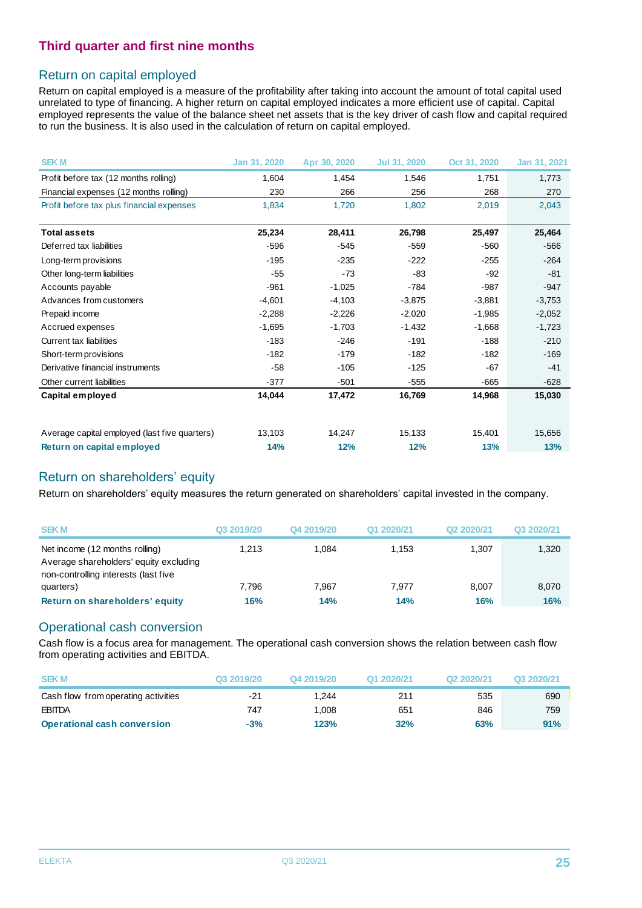## Third quarter and first nine months

### Return on capital employed

Return on capital employed is a measure of the profitability after taking into account the amount of total capital used unrelated to type of financing. A higher return on capital employed indicates a more efficient use of capital. Capital employed represents the value of the balance sheet net assets that is the key driver of cash flow and capital required to run the business. It is also used in the calculation of return on capital employed.

| SEK M | Jan 31, 2020 | Apr 30, 2020 | Jul 31, 2020 | Oct 31, 2020 | Jan 31, 2021 |
|---|---|---|---|---|---|
| Profit before tax (12 months rolling) | 1,604 | 1,454 | 1,546 | 1,751 | 1,773 |
| Financial expenses (12 months rolling) | 230 | 266 | 256 | 268 | 270 |
| Profit before tax plus financial expenses | 1,834 | 1,720 | 1,802 | 2,019 | 2,043 |
| | | | | | |
| **Total assets** | **25,234** | **28,411** | **26,798** | **25,497** | **25,464** |
| Deferred tax liabilities | -596 | -545 | -559 | -560 | -566 |
| Long-term provisions | -195 | -235 | -222 | -255 | -264 |
| Other long-term liabilities | -55 | -73 | -83 | -92 | -81 |
| Accounts payable | -961 | -1,025 | -784 | -987 | -947 |
| Advances from customers | -4,601 | -4,103 | -3,875 | -3,881 | -3,753 |
| Prepaid income | -2,288 | -2,226 | -2,020 | -1,985 | -2,052 |
| Accrued expenses | -1,695 | -1,703 | -1,432 | -1,668 | -1,723 |
| Current tax liabilities | -183 | -246 | -191 | -188 | -210 |
| Short-term provisions | -182 | -179 | -182 | -182 | -169 |
| Derivative financial instruments | -58 | -105 | -125 | -67 | -41 |
| Other current liabilities | -377 | -501 | -555 | -665 | -628 |
| **Capital employed** | **14,044** | **17,472** | **16,769** | **14,968** | **15,030** |
| | | | | | |
| Average capital employed (last five quarters) | 13,103 | 14,247 | 15,133 | 15,401 | 15,656 |
| **Return on capital employed** | **14%** | **12%** | **12%** | **13%** | **13%** |

### Return on shareholders' equity

Return on shareholders' equity measures the return generated on shareholders' capital invested in the company.

| SEK M | Q3 2019/20 | Q4 2019/20 | Q1 2020/21 | Q2 2020/21 | Q3 2020/21 |
|---|---|---|---|---|---|
| Net income (12 months rolling) | 1,213 | 1,084 | 1,153 | 1,307 | 1,320 |
| Average shareholders' equity excluding non-controlling interests (last five quarters) | 7,796 | 7,967 | 7,977 | 8,007 | 8,070 |
| **Return on shareholders' equity** | **16%** | **14%** | **14%** | **16%** | **16%** |

### Operational cash conversion

Cash flow is a focus area for management. The operational cash conversion shows the relation between cash flow from operating activities and EBITDA.

| SEK M | Q3 2019/20 | Q4 2019/20 | Q1 2020/21 | Q2 2020/21 | Q3 2020/21 |
|---|---|---|---|---|---|
| Cash flow from operating activities | -21 | 1,244 | 211 | 535 | 690 |
| EBITDA | 747 | 1,008 | 651 | 846 | 759 |
| **Operational cash conversion** | **-3%** | **123%** | **32%** | **63%** | **91%** |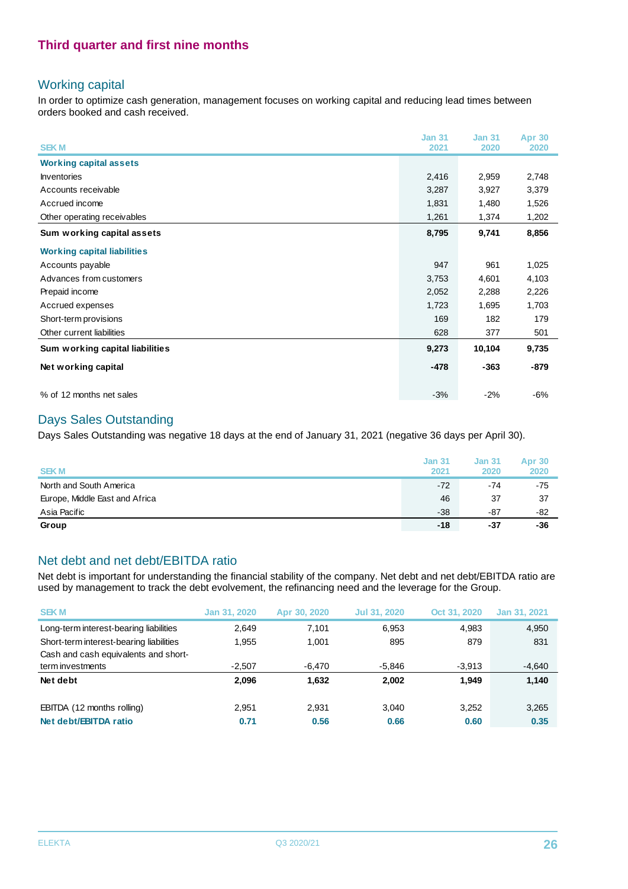## Third quarter and first nine months

### Working capital

In order to optimize cash generation, management focuses on working capital and reducing lead times between orders booked and cash received.

| SEK M | Jan 31 2021 | Jan 31 2020 | Apr 30 2020 |
|---|---|---|---|
| **Working capital assets** | | | |
| Inventories | 2,416 | 2,959 | 2,748 |
| Accounts receivable | 3,287 | 3,927 | 3,379 |
| Accrued income | 1,831 | 1,480 | 1,526 |
| Other operating receivables | 1,261 | 1,374 | 1,202 |
| **Sum working capital assets** | **8,795** | **9,741** | **8,856** |
| **Working capital liabilities** | | | |
| Accounts payable | 947 | 961 | 1,025 |
| Advances from customers | 3,753 | 4,601 | 4,103 |
| Prepaid income | 2,052 | 2,288 | 2,226 |
| Accrued expenses | 1,723 | 1,695 | 1,703 |
| Short-term provisions | 169 | 182 | 179 |
| Other current liabilities | 628 | 377 | 501 |
| **Sum working capital liabilities** | **9,273** | **10,104** | **9,735** |
| **Net working capital** | **-478** | **-363** | **-879** |
| % of 12 months net sales | -3% | -2% | -6% |

### Days Sales Outstanding

Days Sales Outstanding was negative 18 days at the end of January 31, 2021 (negative 36 days per April 30).

| SEK M | Jan 31 2021 | Jan 31 2020 | Apr 30 2020 |
|---|---|---|---|
| North and South America | -72 | -74 | -75 |
| Europe, Middle East and Africa | 46 | 37 | 37 |
| Asia Pacific | -38 | -87 | -82 |
| **Group** | **-18** | **-37** | **-36** |

### Net debt and net debt/EBITDA ratio

Net debt is important for understanding the financial stability of the company. Net debt and net debt/EBITDA ratio are used by management to track the debt evolvement, the refinancing need and the leverage for the Group.

| SEK M | Jan 31, 2020 | Apr 30, 2020 | Jul 31, 2020 | Oct 31, 2020 | Jan 31, 2021 |
|---|---|---|---|---|---|
| Long-term interest-bearing liabilities | 2,649 | 7,101 | 6,953 | 4,983 | 4,950 |
| Short-term interest-bearing liabilities | 1,955 | 1,001 | 895 | 879 | 831 |
| Cash and cash equivalents and short-term investments | -2,507 | -6,470 | -5,846 | -3,913 | -4,640 |
| **Net debt** | **2,096** | **1,632** | **2,002** | **1,949** | **1,140** |
| EBITDA (12 months rolling) | 2,951 | 2,931 | 3,040 | 3,252 | 3,265 |
| **Net debt/EBITDA ratio** | **0.71** | **0.56** | **0.66** | **0.60** | **0.35** |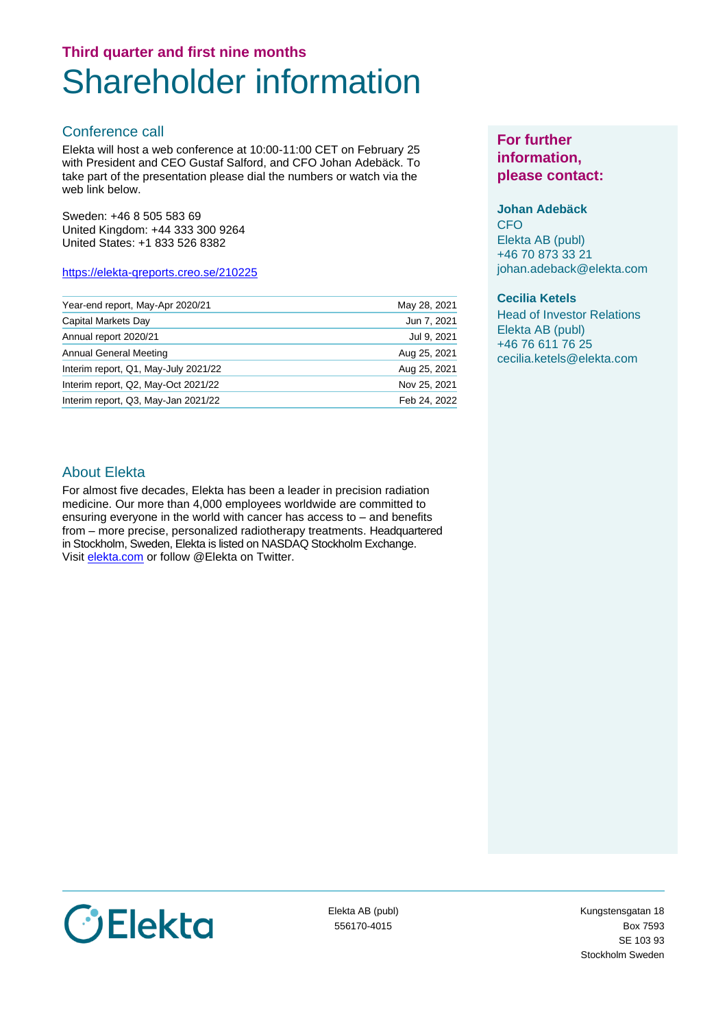Third quarter and first nine months

# Shareholder information

## Conference call

Elekta will host a web conference at 10:00-11:00 CET on February 25 with President and CEO Gustaf Salford, and CFO Johan Adebäck. To take part of the presentation please dial the numbers or watch via the web link below.

Sweden: +46 8 505 583 69
United Kingdom: +44 333 300 9264
United States: +1 833 526 8382

https://elekta-qreports.creo.se/210225

| | |
|---|---|
| Year-end report, May-Apr 2020/21 | May 28, 2021 |
| Capital Markets Day | Jun 7, 2021 |
| Annual report 2020/21 | Jul 9, 2021 |
| Annual General Meeting | Aug 25, 2021 |
| Interim report, Q1, May-July 2021/22 | Aug 25, 2021 |
| Interim report, Q2, May-Oct 2021/22 | Nov 25, 2021 |
| Interim report, Q3, May-Jan 2021/22 | Feb 24, 2022 |

## About Elekta

For almost five decades, Elekta has been a leader in precision radiation medicine. Our more than 4,000 employees worldwide are committed to ensuring everyone in the world with cancer has access to – and benefits from – more precise, personalized radiotherapy treatments. Headquartered in Stockholm, Sweden, Elekta is listed on NASDAQ Stockholm Exchange. Visit elekta.com or follow @Elekta on Twitter.

**For further information, please contact:**

**Johan Adebäck**
CFO
Elekta AB (publ)
+46 70 873 33 21
johan.adeback@elekta.com

**Cecilia Ketels**
Head of Investor Relations
Elekta AB (publ)
+46 76 611 76 25
cecilia.ketels@elekta.com

Elekta AB (publ)
556170-4015

Kungstensgatan 18
Box 7593
SE 103 93
Stockholm Sweden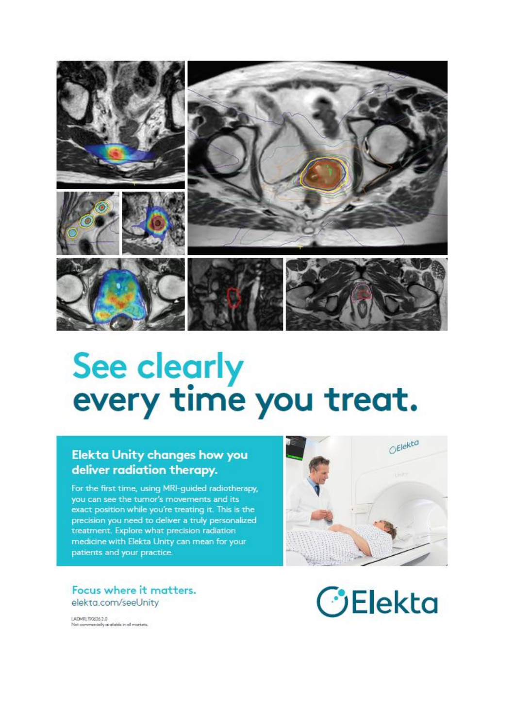# See clearly every time you treat.

## Elekta Unity changes how you deliver radiation therapy.

For the first time, using MRI-guided radiotherapy, you can see the tumor's movements and its exact position while you're treating it. This is the precision you need to deliver a truly personalized treatment. Explore what precision radiation medicine with Elekta Unity can mean for your patients and your practice.

**Focus where it matters.**
elekta.com/seeUnity

Elekta

LADMRL190626 2.0
Not commercially available in all markets.